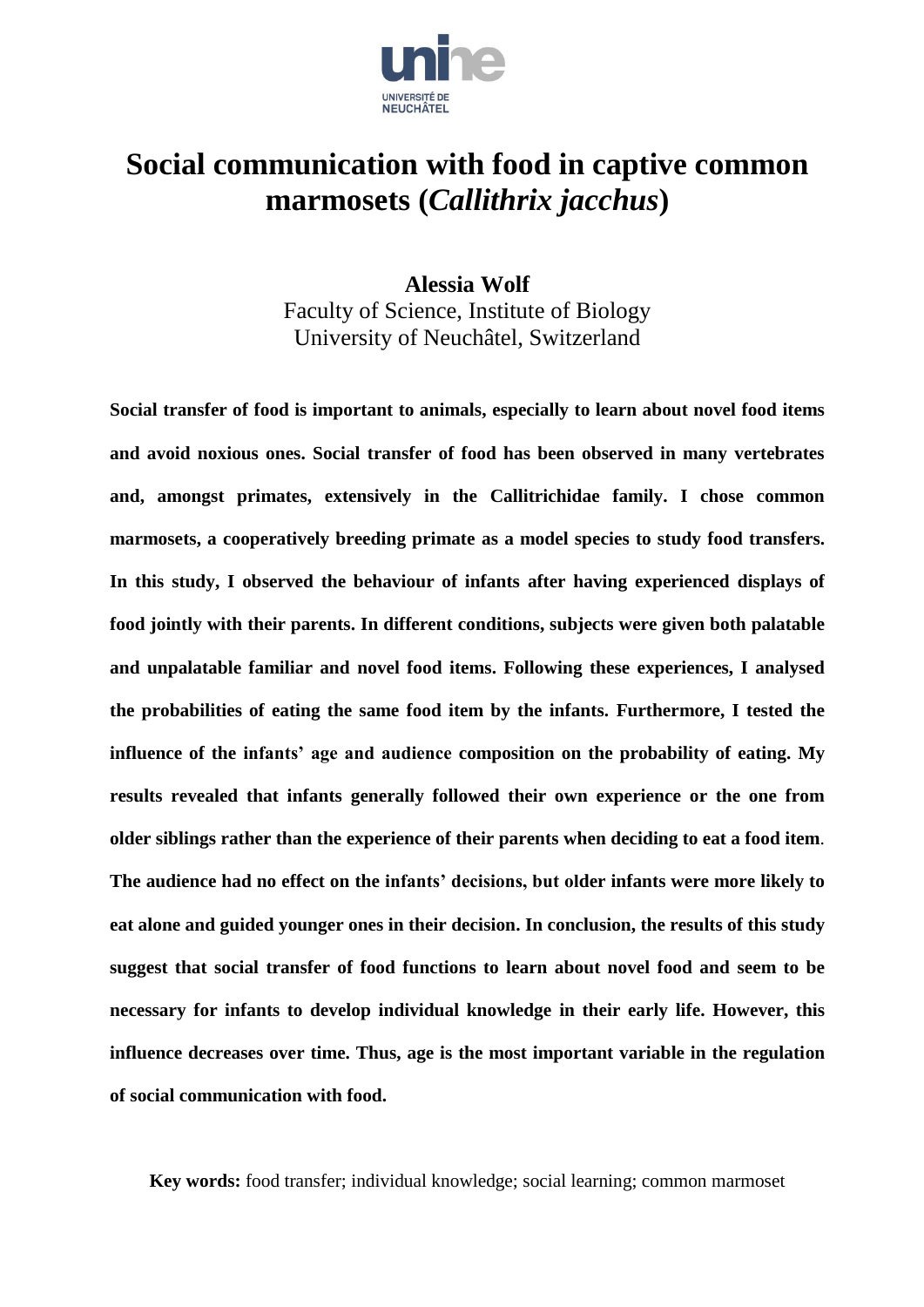UNIVERSITÉ DE NEUCHÂTEL

# Social communication with food in captive common marmosets (*Callithrix jacchus*)

**Alessia Wolf**

Faculty of Science, Institute of Biology

University of Neuchâtel, Switzerland

**Social transfer of food is important to animals, especially to learn about novel food items and avoid noxious ones. Social transfer of food has been observed in many vertebrates and, amongst primates, extensively in the Callitrichidae family. I chose common marmosets, a cooperatively breeding primate as a model species to study food transfers. In this study, I observed the behaviour of infants after having experienced displays of food jointly with their parents. In different conditions, subjects were given both palatable and unpalatable familiar and novel food items. Following these experiences, I analysed the probabilities of eating the same food item by the infants. Furthermore, I tested the influence of the infants' age and audience composition on the probability of eating. My results revealed that infants generally followed their own experience or the one from older siblings rather than the experience of their parents when deciding to eat a food item. The audience had no effect on the infants' decisions, but older infants were more likely to eat alone and guided younger ones in their decision. In conclusion, the results of this study suggest that social transfer of food functions to learn about novel food and seem to be necessary for infants to develop individual knowledge in their early life. However, this influence decreases over time. Thus, age is the most important variable in the regulation of social communication with food.**

**Key words:** food transfer; individual knowledge; social learning; common marmoset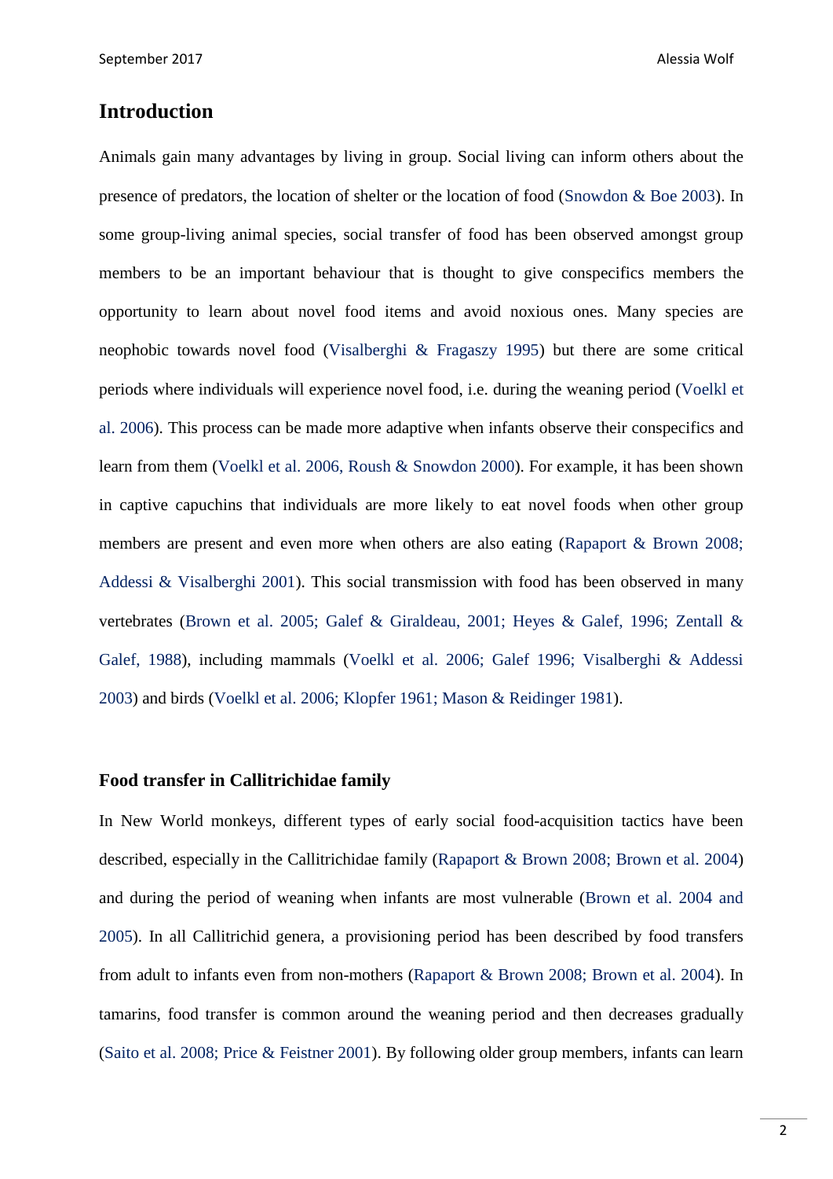## Introduction

Animals gain many advantages by living in group. Social living can inform others about the presence of predators, the location of shelter or the location of food (Snowdon & Boe 2003). In some group-living animal species, social transfer of food has been observed amongst group members to be an important behaviour that is thought to give conspecifics members the opportunity to learn about novel food items and avoid noxious ones. Many species are neophobic towards novel food (Visalberghi & Fragaszy 1995) but there are some critical periods where individuals will experience novel food, i.e. during the weaning period (Voelkl et al. 2006). This process can be made more adaptive when infants observe their conspecifics and learn from them (Voelkl et al. 2006, Roush & Snowdon 2000). For example, it has been shown in captive capuchins that individuals are more likely to eat novel foods when other group members are present and even more when others are also eating (Rapaport & Brown 2008; Addessi & Visalberghi 2001). This social transmission with food has been observed in many vertebrates (Brown et al. 2005; Galef & Giraldeau, 2001; Heyes & Galef, 1996; Zentall & Galef, 1988), including mammals (Voelkl et al. 2006; Galef 1996; Visalberghi & Addessi 2003) and birds (Voelkl et al. 2006; Klopfer 1961; Mason & Reidinger 1981).

### Food transfer in Callitrichidae family

In New World monkeys, different types of early social food-acquisition tactics have been described, especially in the Callitrichidae family (Rapaport & Brown 2008; Brown et al. 2004) and during the period of weaning when infants are most vulnerable (Brown et al. 2004 and 2005). In all Callitrichid genera, a provisioning period has been described by food transfers from adult to infants even from non-mothers (Rapaport & Brown 2008; Brown et al. 2004). In tamarins, food transfer is common around the weaning period and then decreases gradually (Saito et al. 2008; Price & Feistner 2001). By following older group members, infants can learn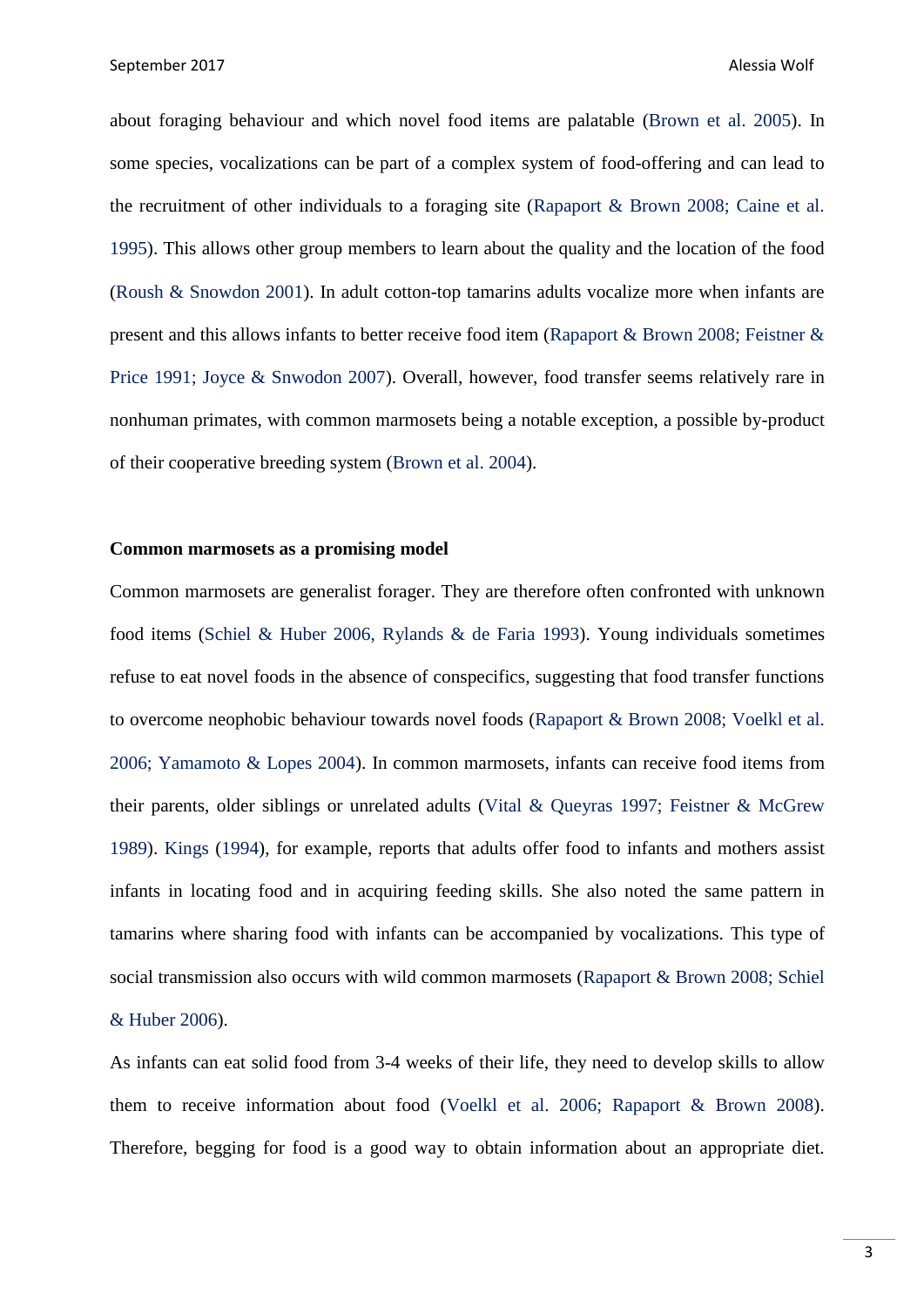about foraging behaviour and which novel food items are palatable (Brown et al. 2005). In some species, vocalizations can be part of a complex system of food-offering and can lead to the recruitment of other individuals to a foraging site (Rapaport & Brown 2008; Caine et al. 1995). This allows other group members to learn about the quality and the location of the food (Roush & Snowdon 2001). In adult cotton-top tamarins adults vocalize more when infants are present and this allows infants to better receive food item (Rapaport & Brown 2008; Feistner & Price 1991; Joyce & Snwodon 2007). Overall, however, food transfer seems relatively rare in nonhuman primates, with common marmosets being a notable exception, a possible by-product of their cooperative breeding system (Brown et al. 2004).

**Common marmosets as a promising model**

Common marmosets are generalist forager. They are therefore often confronted with unknown food items (Schiel & Huber 2006, Rylands & de Faria 1993). Young individuals sometimes refuse to eat novel foods in the absence of conspecifics, suggesting that food transfer functions to overcome neophobic behaviour towards novel foods (Rapaport & Brown 2008; Voelkl et al. 2006; Yamamoto & Lopes 2004). In common marmosets, infants can receive food items from their parents, older siblings or unrelated adults (Vital & Queyras 1997; Feistner & McGrew 1989). Kings (1994), for example, reports that adults offer food to infants and mothers assist infants in locating food and in acquiring feeding skills. She also noted the same pattern in tamarins where sharing food with infants can be accompanied by vocalizations. This type of social transmission also occurs with wild common marmosets (Rapaport & Brown 2008; Schiel & Huber 2006).

As infants can eat solid food from 3-4 weeks of their life, they need to develop skills to allow them to receive information about food (Voelkl et al. 2006; Rapaport & Brown 2008). Therefore, begging for food is a good way to obtain information about an appropriate diet.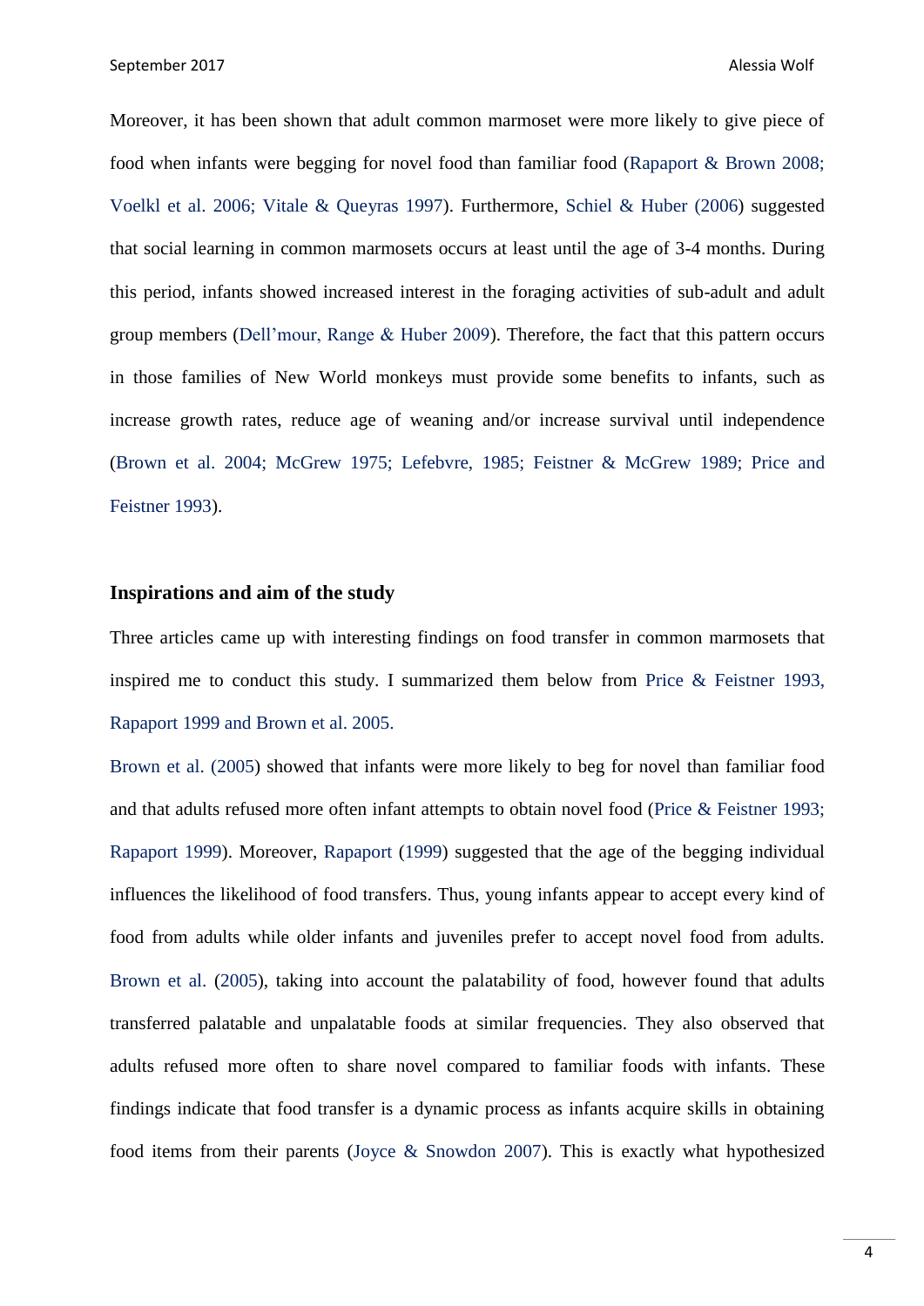Moreover, it has been shown that adult common marmoset were more likely to give piece of food when infants were begging for novel food than familiar food (Rapaport & Brown 2008; Voelkl et al. 2006; Vitale & Queyras 1997). Furthermore, Schiel & Huber (2006) suggested that social learning in common marmosets occurs at least until the age of 3-4 months. During this period, infants showed increased interest in the foraging activities of sub-adult and adult group members (Dell'mour, Range & Huber 2009). Therefore, the fact that this pattern occurs in those families of New World monkeys must provide some benefits to infants, such as increase growth rates, reduce age of weaning and/or increase survival until independence (Brown et al. 2004; McGrew 1975; Lefebvre, 1985; Feistner & McGrew 1989; Price and Feistner 1993).

### Inspirations and aim of the study

Three articles came up with interesting findings on food transfer in common marmosets that inspired me to conduct this study. I summarized them below from Price & Feistner 1993, Rapaport 1999 and Brown et al. 2005.

Brown et al. (2005) showed that infants were more likely to beg for novel than familiar food and that adults refused more often infant attempts to obtain novel food (Price & Feistner 1993; Rapaport 1999). Moreover, Rapaport (1999) suggested that the age of the begging individual influences the likelihood of food transfers. Thus, young infants appear to accept every kind of food from adults while older infants and juveniles prefer to accept novel food from adults. Brown et al. (2005), taking into account the palatability of food, however found that adults transferred palatable and unpalatable foods at similar frequencies. They also observed that adults refused more often to share novel compared to familiar foods with infants. These findings indicate that food transfer is a dynamic process as infants acquire skills in obtaining food items from their parents (Joyce & Snowdon 2007). This is exactly what hypothesized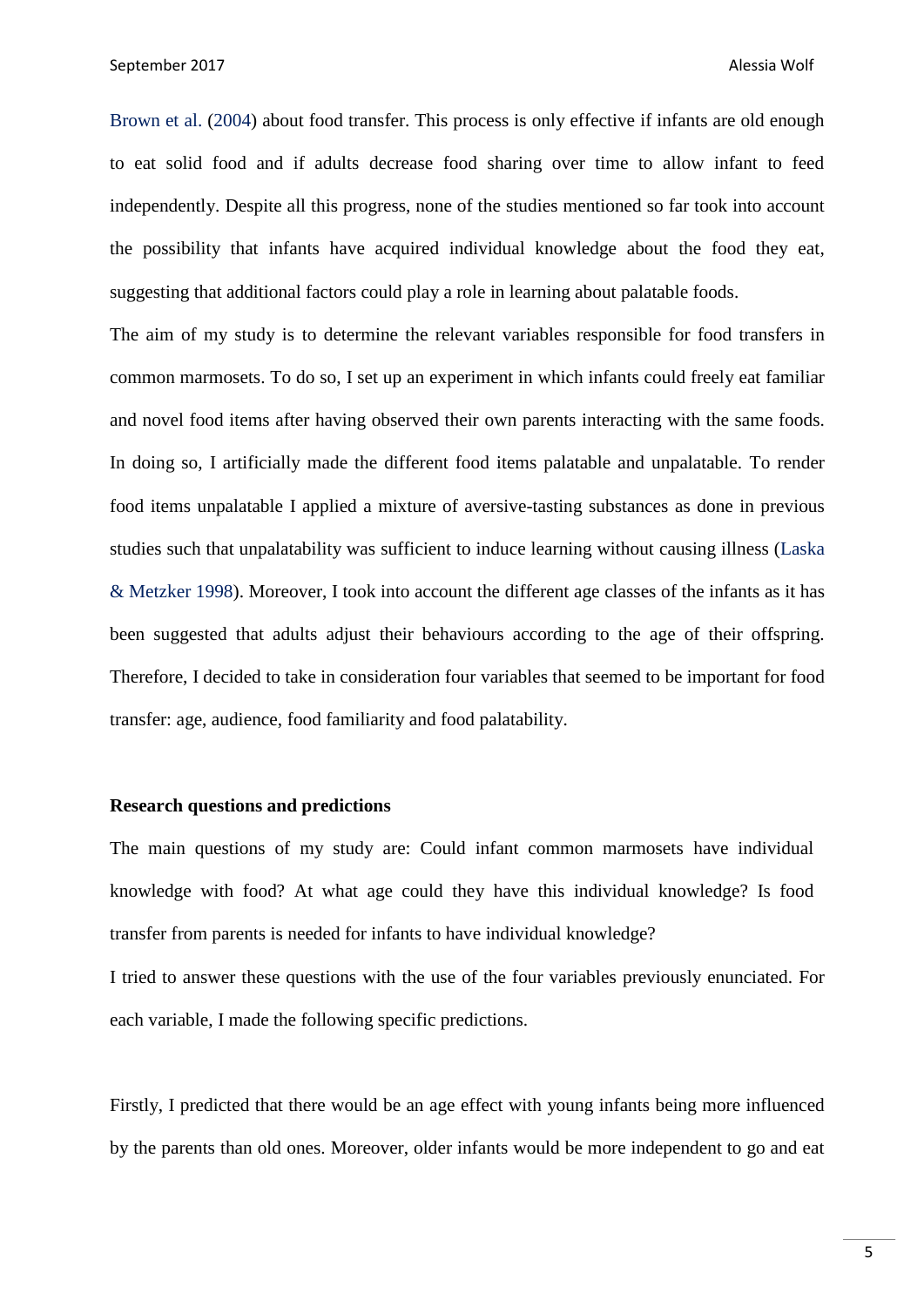Brown et al. (2004) about food transfer. This process is only effective if infants are old enough to eat solid food and if adults decrease food sharing over time to allow infant to feed independently. Despite all this progress, none of the studies mentioned so far took into account the possibility that infants have acquired individual knowledge about the food they eat, suggesting that additional factors could play a role in learning about palatable foods.

The aim of my study is to determine the relevant variables responsible for food transfers in common marmosets. To do so, I set up an experiment in which infants could freely eat familiar and novel food items after having observed their own parents interacting with the same foods. In doing so, I artificially made the different food items palatable and unpalatable. To render food items unpalatable I applied a mixture of aversive-tasting substances as done in previous studies such that unpalatability was sufficient to induce learning without causing illness (Laska & Metzker 1998). Moreover, I took into account the different age classes of the infants as it has been suggested that adults adjust their behaviours according to the age of their offspring. Therefore, I decided to take in consideration four variables that seemed to be important for food transfer: age, audience, food familiarity and food palatability.

**Research questions and predictions**

The main questions of my study are: Could infant common marmosets have individual knowledge with food? At what age could they have this individual knowledge? Is food transfer from parents is needed for infants to have individual knowledge?

I tried to answer these questions with the use of the four variables previously enunciated. For each variable, I made the following specific predictions.

Firstly, I predicted that there would be an age effect with young infants being more influenced by the parents than old ones. Moreover, older infants would be more independent to go and eat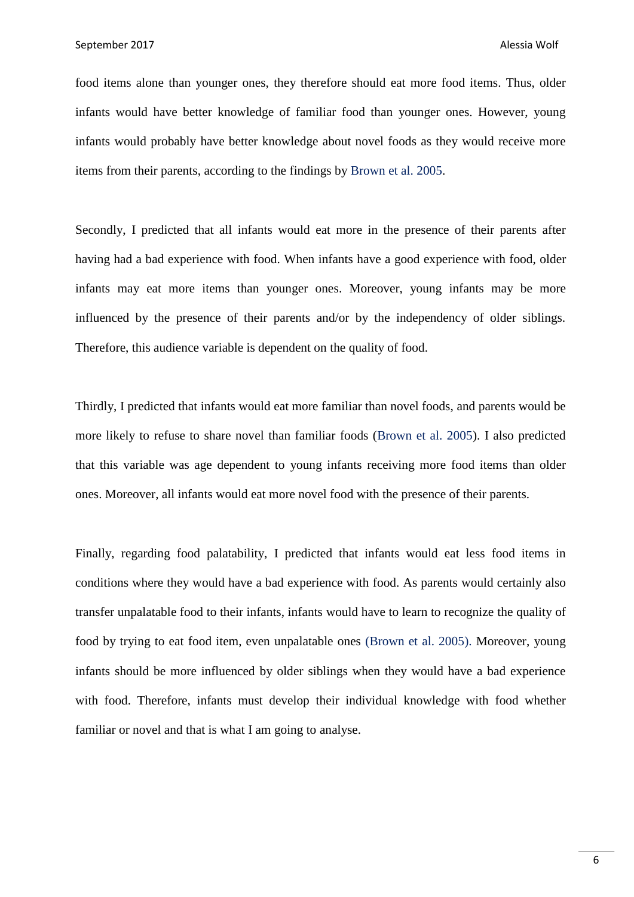food items alone than younger ones, they therefore should eat more food items. Thus, older infants would have better knowledge of familiar food than younger ones. However, young infants would probably have better knowledge about novel foods as they would receive more items from their parents, according to the findings by Brown et al. 2005.

Secondly, I predicted that all infants would eat more in the presence of their parents after having had a bad experience with food. When infants have a good experience with food, older infants may eat more items than younger ones. Moreover, young infants may be more influenced by the presence of their parents and/or by the independency of older siblings. Therefore, this audience variable is dependent on the quality of food.

Thirdly, I predicted that infants would eat more familiar than novel foods, and parents would be more likely to refuse to share novel than familiar foods (Brown et al. 2005). I also predicted that this variable was age dependent to young infants receiving more food items than older ones. Moreover, all infants would eat more novel food with the presence of their parents.

Finally, regarding food palatability, I predicted that infants would eat less food items in conditions where they would have a bad experience with food. As parents would certainly also transfer unpalatable food to their infants, infants would have to learn to recognize the quality of food by trying to eat food item, even unpalatable ones (Brown et al. 2005). Moreover, young infants should be more influenced by older siblings when they would have a bad experience with food. Therefore, infants must develop their individual knowledge with food whether familiar or novel and that is what I am going to analyse.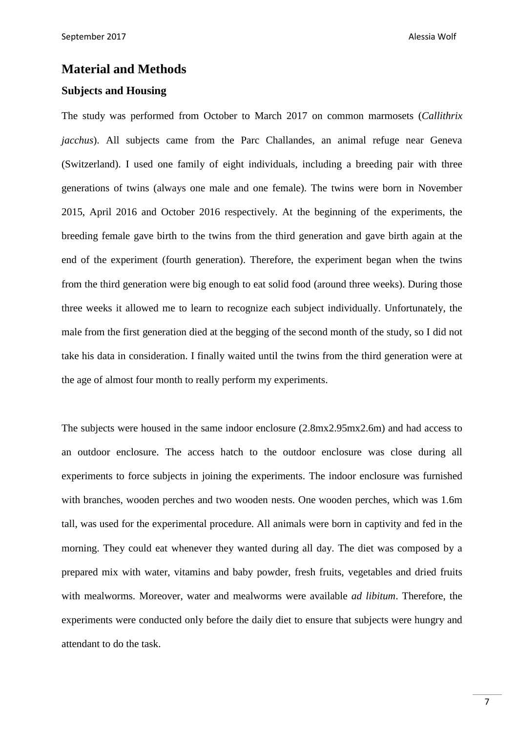## Material and Methods

### Subjects and Housing

The study was performed from October to March 2017 on common marmosets (*Callithrix jacchus*). All subjects came from the Parc Challandes, an animal refuge near Geneva (Switzerland). I used one family of eight individuals, including a breeding pair with three generations of twins (always one male and one female). The twins were born in November 2015, April 2016 and October 2016 respectively. At the beginning of the experiments, the breeding female gave birth to the twins from the third generation and gave birth again at the end of the experiment (fourth generation). Therefore, the experiment began when the twins from the third generation were big enough to eat solid food (around three weeks). During those three weeks it allowed me to learn to recognize each subject individually. Unfortunately, the male from the first generation died at the begging of the second month of the study, so I did not take his data in consideration. I finally waited until the twins from the third generation were at the age of almost four month to really perform my experiments.

The subjects were housed in the same indoor enclosure (2.8mx2.95mx2.6m) and had access to an outdoor enclosure. The access hatch to the outdoor enclosure was close during all experiments to force subjects in joining the experiments. The indoor enclosure was furnished with branches, wooden perches and two wooden nests. One wooden perches, which was 1.6m tall, was used for the experimental procedure. All animals were born in captivity and fed in the morning. They could eat whenever they wanted during all day. The diet was composed by a prepared mix with water, vitamins and baby powder, fresh fruits, vegetables and dried fruits with mealworms. Moreover, water and mealworms were available *ad libitum*. Therefore, the experiments were conducted only before the daily diet to ensure that subjects were hungry and attendant to do the task.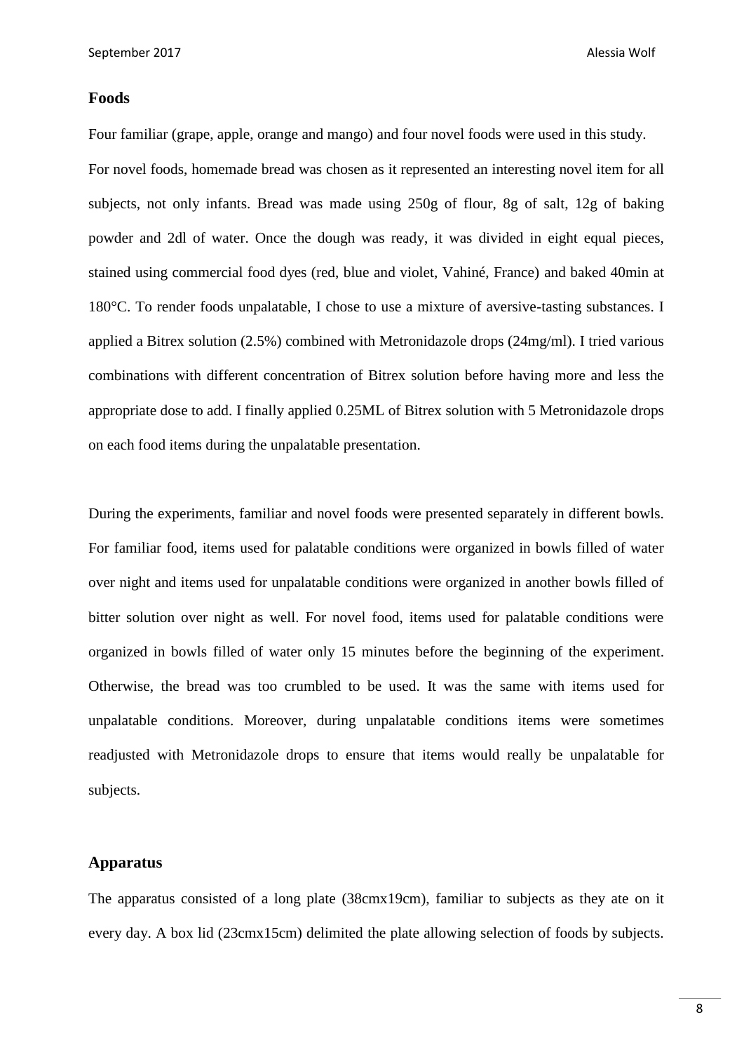### Foods

Four familiar (grape, apple, orange and mango) and four novel foods were used in this study. For novel foods, homemade bread was chosen as it represented an interesting novel item for all subjects, not only infants. Bread was made using 250g of flour, 8g of salt, 12g of baking powder and 2dl of water. Once the dough was ready, it was divided in eight equal pieces, stained using commercial food dyes (red, blue and violet, Vahiné, France) and baked 40min at 180°C. To render foods unpalatable, I chose to use a mixture of aversive-tasting substances. I applied a Bitrex solution (2.5%) combined with Metronidazole drops (24mg/ml). I tried various combinations with different concentration of Bitrex solution before having more and less the appropriate dose to add. I finally applied 0.25ML of Bitrex solution with 5 Metronidazole drops on each food items during the unpalatable presentation.

During the experiments, familiar and novel foods were presented separately in different bowls. For familiar food, items used for palatable conditions were organized in bowls filled of water over night and items used for unpalatable conditions were organized in another bowls filled of bitter solution over night as well. For novel food, items used for palatable conditions were organized in bowls filled of water only 15 minutes before the beginning of the experiment. Otherwise, the bread was too crumbled to be used. It was the same with items used for unpalatable conditions. Moreover, during unpalatable conditions items were sometimes readjusted with Metronidazole drops to ensure that items would really be unpalatable for subjects.

### Apparatus

The apparatus consisted of a long plate (38cmx19cm), familiar to subjects as they ate on it every day. A box lid (23cmx15cm) delimited the plate allowing selection of foods by subjects.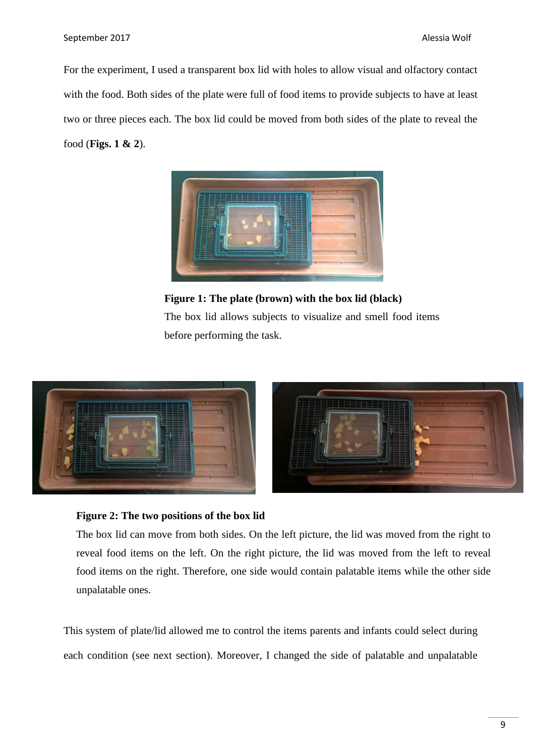For the experiment, I used a transparent box lid with holes to allow visual and olfactory contact with the food. Both sides of the plate were full of food items to provide subjects to have at least two or three pieces each. The box lid could be moved from both sides of the plate to reveal the food (**Figs. 1 & 2**).

**Figure 1: The plate (brown) with the box lid (black)**
The box lid allows subjects to visualize and smell food items before performing the task.

**Figure 2: The two positions of the box lid**
The box lid can move from both sides. On the left picture, the lid was moved from the right to reveal food items on the left. On the right picture, the lid was moved from the left to reveal food items on the right. Therefore, one side would contain palatable items while the other side unpalatable ones.

This system of plate/lid allowed me to control the items parents and infants could select during each condition (see next section). Moreover, I changed the side of palatable and unpalatable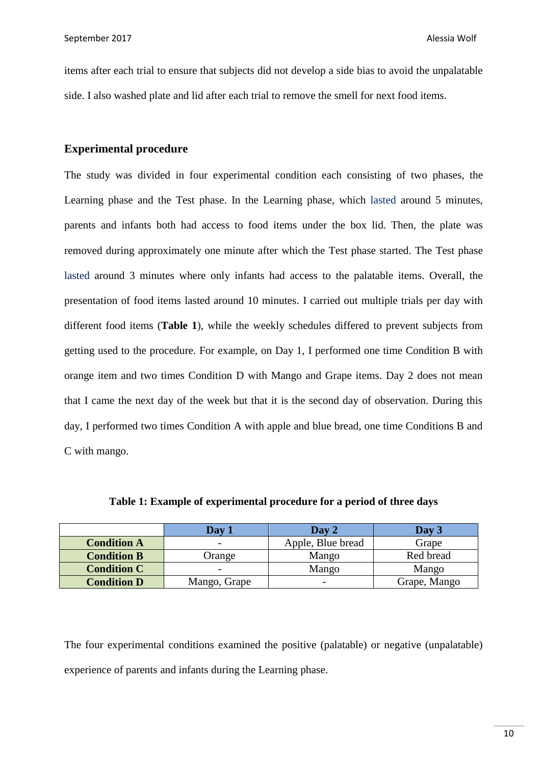items after each trial to ensure that subjects did not develop a side bias to avoid the unpalatable side. I also washed plate and lid after each trial to remove the smell for next food items.

### Experimental procedure

The study was divided in four experimental condition each consisting of two phases, the Learning phase and the Test phase. In the Learning phase, which lasted around 5 minutes, parents and infants both had access to food items under the box lid. Then, the plate was removed during approximately one minute after which the Test phase started. The Test phase lasted around 3 minutes where only infants had access to the palatable items. Overall, the presentation of food items lasted around 10 minutes. I carried out multiple trials per day with different food items (**Table 1**), while the weekly schedules differed to prevent subjects from getting used to the procedure. For example, on Day 1, I performed one time Condition B with orange item and two times Condition D with Mango and Grape items. Day 2 does not mean that I came the next day of the week but that it is the second day of observation. During this day, I performed two times Condition A with apple and blue bread, one time Conditions B and C with mango.

**Table 1: Example of experimental procedure for a period of three days**

| | **Day 1** | **Day 2** | **Day 3** |
|---|---|---|---|
| **Condition A** | - | Apple, Blue bread | Grape |
| **Condition B** | Orange | Mango | Red bread |
| **Condition C** | - | Mango | Mango |
| **Condition D** | Mango, Grape | - | Grape, Mango |

The four experimental conditions examined the positive (palatable) or negative (unpalatable) experience of parents and infants during the Learning phase.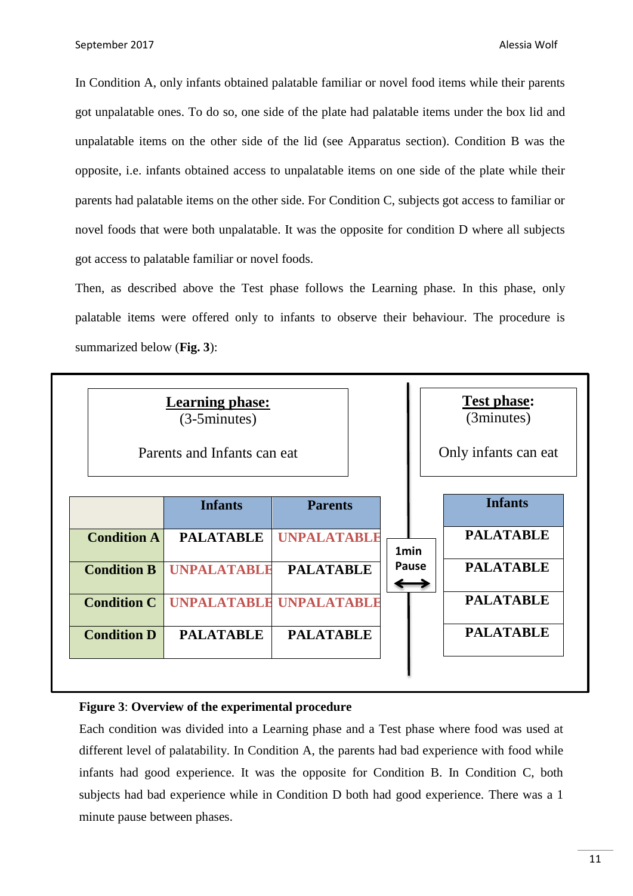In Condition A, only infants obtained palatable familiar or novel food items while their parents got unpalatable ones. To do so, one side of the plate had palatable items under the box lid and unpalatable items on the other side of the lid (see Apparatus section). Condition B was the opposite, i.e. infants obtained access to unpalatable items on one side of the plate while their parents had palatable items on the other side. For Condition C, subjects got access to familiar or novel foods that were both unpalatable. It was the opposite for condition D where all subjects got access to palatable familiar or novel foods.

Then, as described above the Test phase follows the Learning phase. In this phase, only palatable items were offered only to infants to observe their behaviour. The procedure is summarized below (**Fig. 3**):

**Learning phase:** (3-5minutes)

Parents and Infants can eat

| | Infants | Parents |
|---|---|---|
| **Condition A** | **PALATABLE** | **UNPALATABLE** |
| **Condition B** | **UNPALATABLE** | **PALATABLE** |
| **Condition C** | **UNPALATABLE** | **UNPALATABLE** |
| **Condition D** | **PALATABLE** | **PALATABLE** |

1min Pause ↔

**Test phase:** (3minutes)

Only infants can eat

| Infants |
|---|
| **PALATABLE** |
| **PALATABLE** |
| **PALATABLE** |
| **PALATABLE** |

**Figure 3**: **Overview of the experimental procedure**

Each condition was divided into a Learning phase and a Test phase where food was used at different level of palatability. In Condition A, the parents had bad experience with food while infants had good experience. It was the opposite for Condition B. In Condition C, both subjects had bad experience while in Condition D both had good experience. There was a 1 minute pause between phases.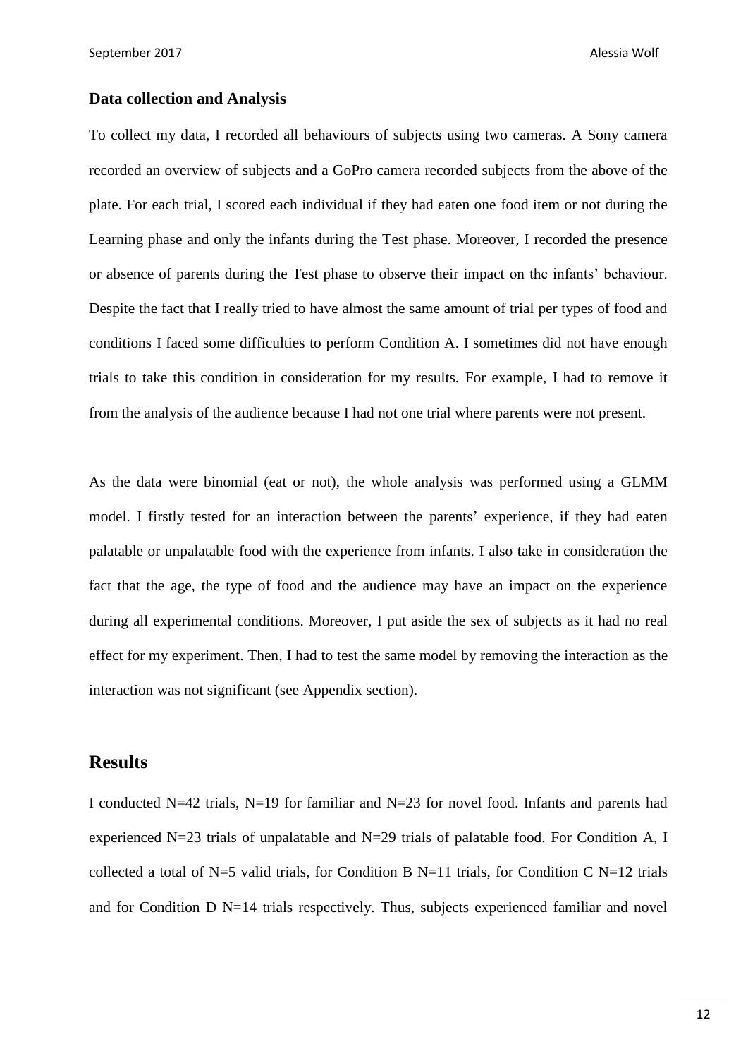### Data collection and Analysis

To collect my data, I recorded all behaviours of subjects using two cameras. A Sony camera recorded an overview of subjects and a GoPro camera recorded subjects from the above of the plate. For each trial, I scored each individual if they had eaten one food item or not during the Learning phase and only the infants during the Test phase. Moreover, I recorded the presence or absence of parents during the Test phase to observe their impact on the infants' behaviour. Despite the fact that I really tried to have almost the same amount of trial per types of food and conditions I faced some difficulties to perform Condition A. I sometimes did not have enough trials to take this condition in consideration for my results. For example, I had to remove it from the analysis of the audience because I had not one trial where parents were not present.

As the data were binomial (eat or not), the whole analysis was performed using a GLMM model. I firstly tested for an interaction between the parents' experience, if they had eaten palatable or unpalatable food with the experience from infants. I also take in consideration the fact that the age, the type of food and the audience may have an impact on the experience during all experimental conditions. Moreover, I put aside the sex of subjects as it had no real effect for my experiment. Then, I had to test the same model by removing the interaction as the interaction was not significant (see Appendix section).

## Results

I conducted N=42 trials, N=19 for familiar and N=23 for novel food. Infants and parents had experienced N=23 trials of unpalatable and N=29 trials of palatable food. For Condition A, I collected a total of N=5 valid trials, for Condition B N=11 trials, for Condition C N=12 trials and for Condition D N=14 trials respectively. Thus, subjects experienced familiar and novel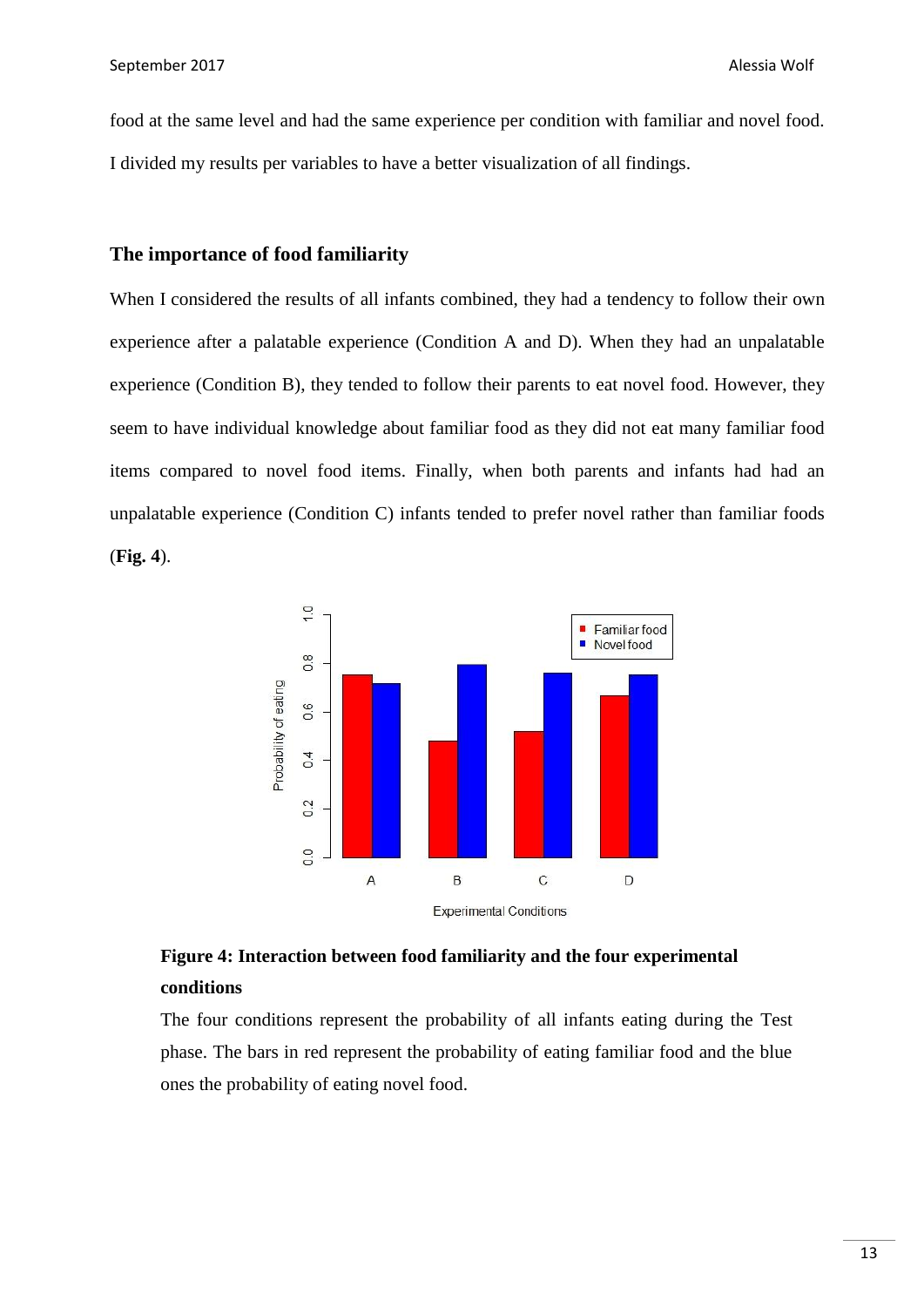food at the same level and had the same experience per condition with familiar and novel food. I divided my results per variables to have a better visualization of all findings.

### The importance of food familiarity

When I considered the results of all infants combined, they had a tendency to follow their own experience after a palatable experience (Condition A and D). When they had an unpalatable experience (Condition B), they tended to follow their parents to eat novel food. However, they seem to have individual knowledge about familiar food as they did not eat many familiar food items compared to novel food items. Finally, when both parents and infants had had an unpalatable experience (Condition C) infants tended to prefer novel rather than familiar foods (**Fig. 4**).

**Figure 4: Interaction between food familiarity and the four experimental conditions**

The four conditions represent the probability of all infants eating during the Test phase. The bars in red represent the probability of eating familiar food and the blue ones the probability of eating novel food.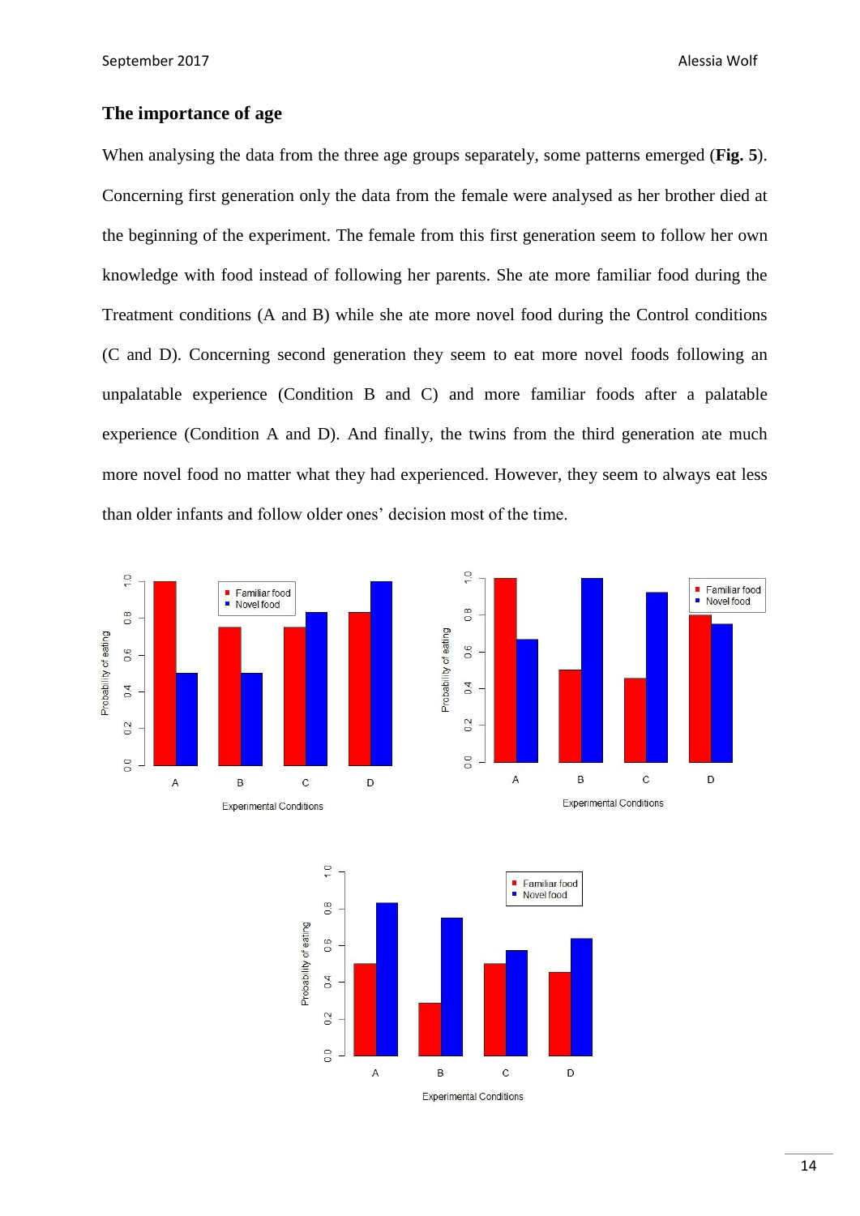### The importance of age

When analysing the data from the three age groups separately, some patterns emerged (**Fig. 5**). Concerning first generation only the data from the female were analysed as her brother died at the beginning of the experiment. The female from this first generation seem to follow her own knowledge with food instead of following her parents. She ate more familiar food during the Treatment conditions (A and B) while she ate more novel food during the Control conditions (C and D). Concerning second generation they seem to eat more novel foods following an unpalatable experience (Condition B and C) and more familiar foods after a palatable experience (Condition A and D). And finally, the twins from the third generation ate much more novel food no matter what they had experienced. However, they seem to always eat less than older infants and follow older ones' decision most of the time.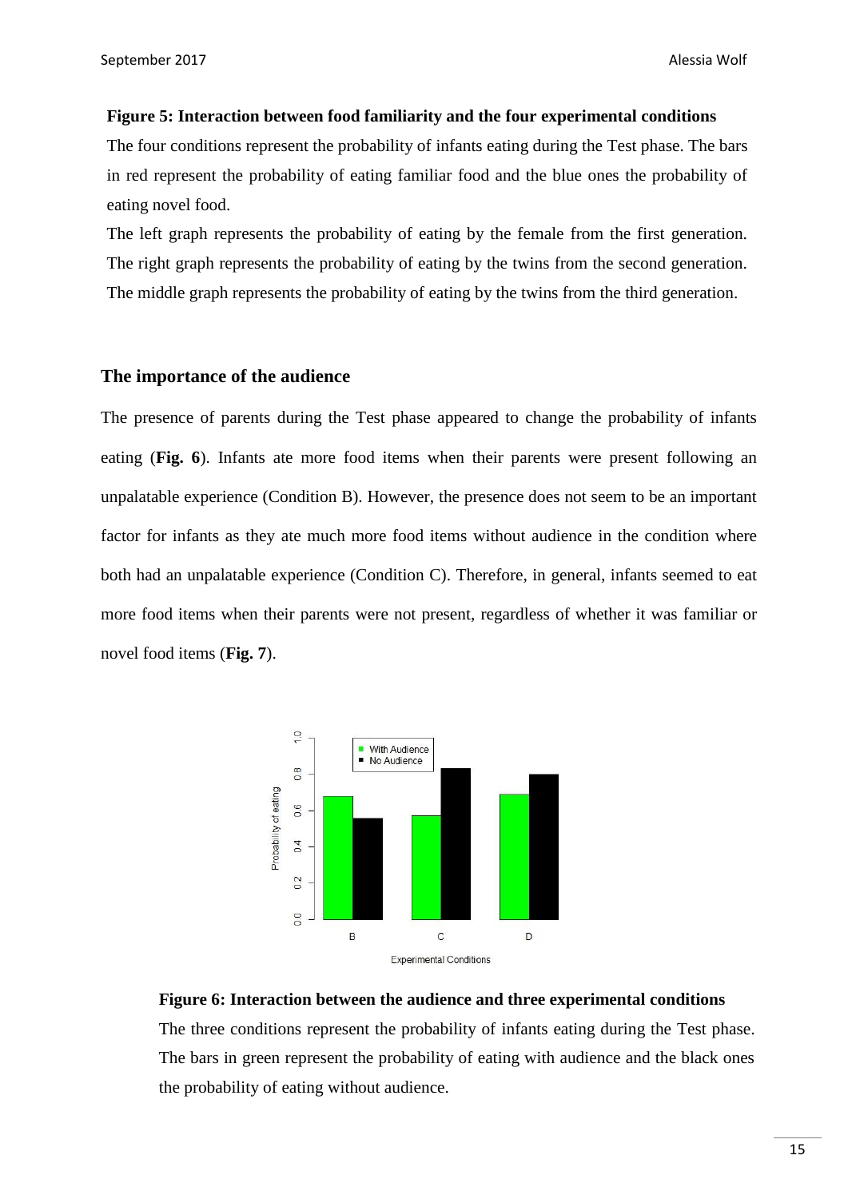**Figure 5: Interaction between food familiarity and the four experimental conditions**

The four conditions represent the probability of infants eating during the Test phase. The bars in red represent the probability of eating familiar food and the blue ones the probability of eating novel food.

The left graph represents the probability of eating by the female from the first generation. The right graph represents the probability of eating by the twins from the second generation. The middle graph represents the probability of eating by the twins from the third generation.

## The importance of the audience

The presence of parents during the Test phase appeared to change the probability of infants eating (**Fig. 6**). Infants ate more food items when their parents were present following an unpalatable experience (Condition B). However, the presence does not seem to be an important factor for infants as they ate much more food items without audience in the condition where both had an unpalatable experience (Condition C). Therefore, in general, infants seemed to eat more food items when their parents were not present, regardless of whether it was familiar or novel food items (**Fig. 7**).

**Figure 6: Interaction between the audience and three experimental conditions**

The three conditions represent the probability of infants eating during the Test phase. The bars in green represent the probability of eating with audience and the black ones the probability of eating without audience.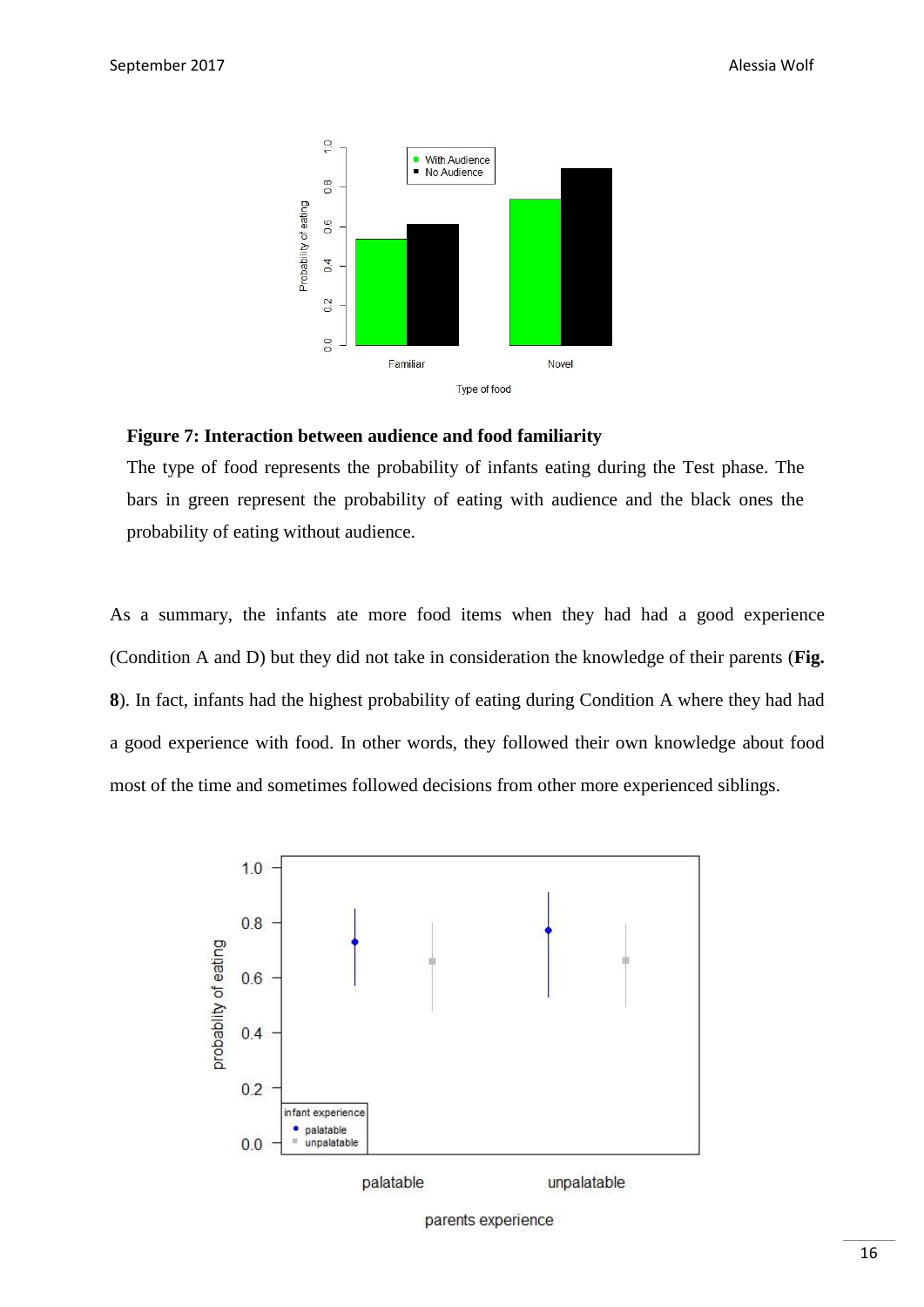**Figure 7: Interaction between audience and food familiarity**

The type of food represents the probability of infants eating during the Test phase. The bars in green represent the probability of eating with audience and the black ones the probability of eating without audience.

As a summary, the infants ate more food items when they had had a good experience (Condition A and D) but they did not take in consideration the knowledge of their parents (**Fig. 8**). In fact, infants had the highest probability of eating during Condition A where they had had a good experience with food. In other words, they followed their own knowledge about food most of the time and sometimes followed decisions from other more experienced siblings.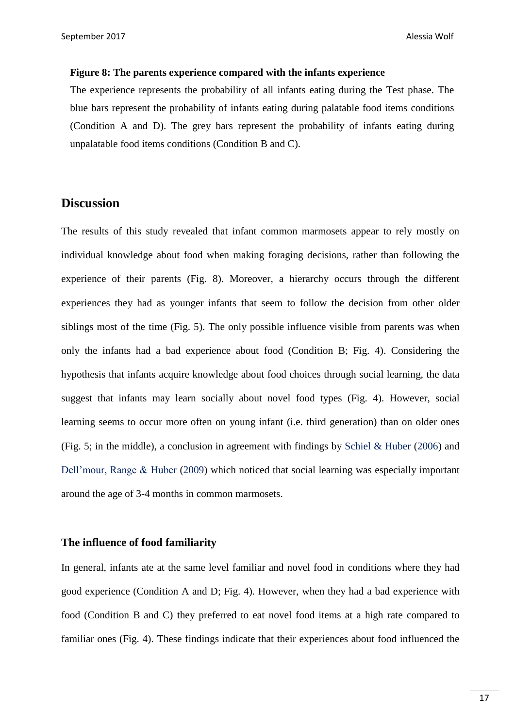**Figure 8: The parents experience compared with the infants experience**

The experience represents the probability of all infants eating during the Test phase. The blue bars represent the probability of infants eating during palatable food items conditions (Condition A and D). The grey bars represent the probability of infants eating during unpalatable food items conditions (Condition B and C).

## Discussion

The results of this study revealed that infant common marmosets appear to rely mostly on individual knowledge about food when making foraging decisions, rather than following the experience of their parents (Fig. 8). Moreover, a hierarchy occurs through the different experiences they had as younger infants that seem to follow the decision from other older siblings most of the time (Fig. 5). The only possible influence visible from parents was when only the infants had a bad experience about food (Condition B; Fig. 4). Considering the hypothesis that infants acquire knowledge about food choices through social learning, the data suggest that infants may learn socially about novel food types (Fig. 4). However, social learning seems to occur more often on young infant (i.e. third generation) than on older ones (Fig. 5; in the middle), a conclusion in agreement with findings by Schiel & Huber (2006) and Dell'mour, Range & Huber (2009) which noticed that social learning was especially important around the age of 3-4 months in common marmosets.

### The influence of food familiarity

In general, infants ate at the same level familiar and novel food in conditions where they had good experience (Condition A and D; Fig. 4). However, when they had a bad experience with food (Condition B and C) they preferred to eat novel food items at a high rate compared to familiar ones (Fig. 4). These findings indicate that their experiences about food influenced the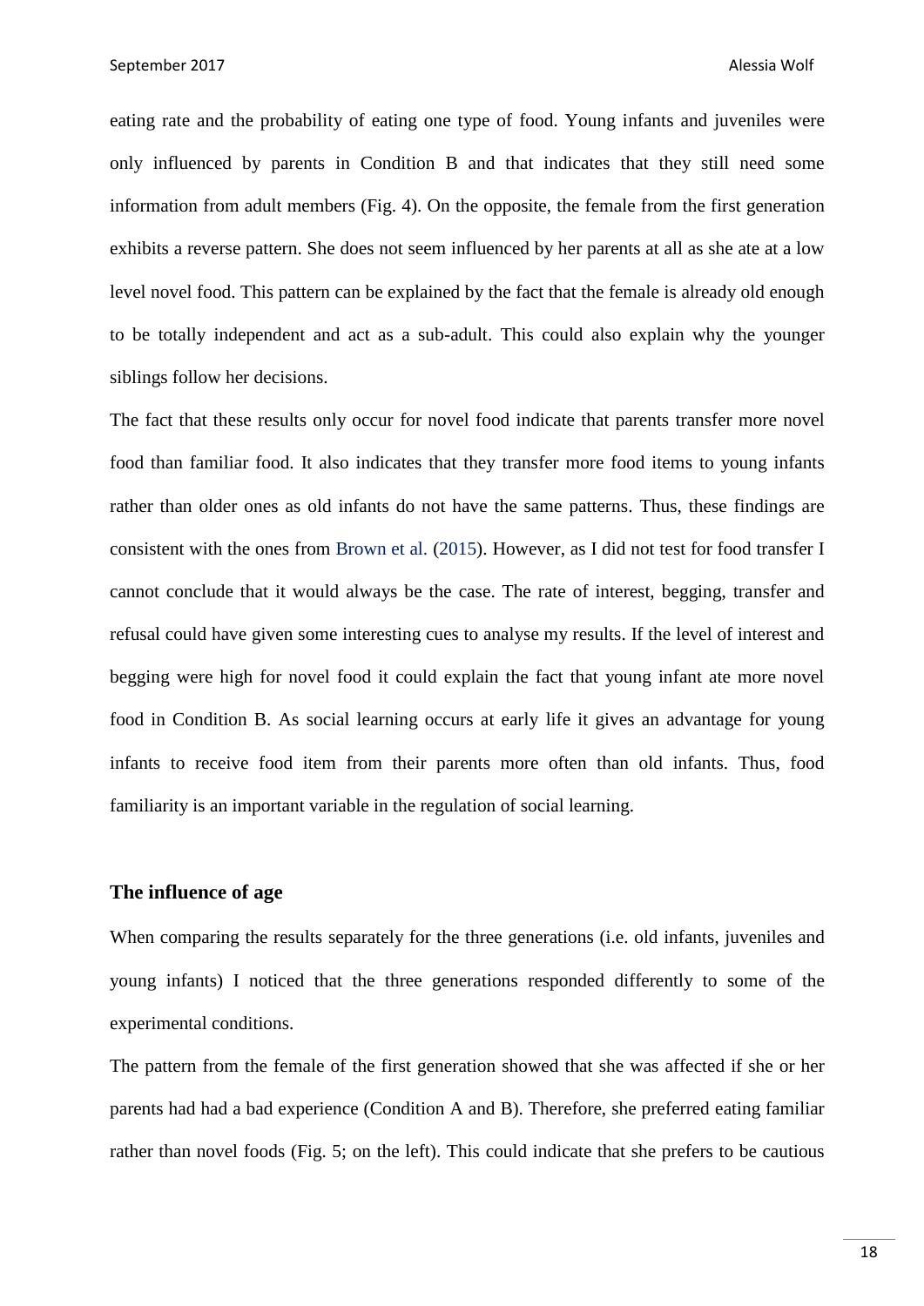eating rate and the probability of eating one type of food. Young infants and juveniles were only influenced by parents in Condition B and that indicates that they still need some information from adult members (Fig. 4). On the opposite, the female from the first generation exhibits a reverse pattern. She does not seem influenced by her parents at all as she ate at a low level novel food. This pattern can be explained by the fact that the female is already old enough to be totally independent and act as a sub-adult. This could also explain why the younger siblings follow her decisions.

The fact that these results only occur for novel food indicate that parents transfer more novel food than familiar food. It also indicates that they transfer more food items to young infants rather than older ones as old infants do not have the same patterns. Thus, these findings are consistent with the ones from Brown et al. (2015). However, as I did not test for food transfer I cannot conclude that it would always be the case. The rate of interest, begging, transfer and refusal could have given some interesting cues to analyse my results. If the level of interest and begging were high for novel food it could explain the fact that young infant ate more novel food in Condition B. As social learning occurs at early life it gives an advantage for young infants to receive food item from their parents more often than old infants. Thus, food familiarity is an important variable in the regulation of social learning.

### The influence of age

When comparing the results separately for the three generations (i.e. old infants, juveniles and young infants) I noticed that the three generations responded differently to some of the experimental conditions.

The pattern from the female of the first generation showed that she was affected if she or her parents had had a bad experience (Condition A and B). Therefore, she preferred eating familiar rather than novel foods (Fig. 5; on the left). This could indicate that she prefers to be cautious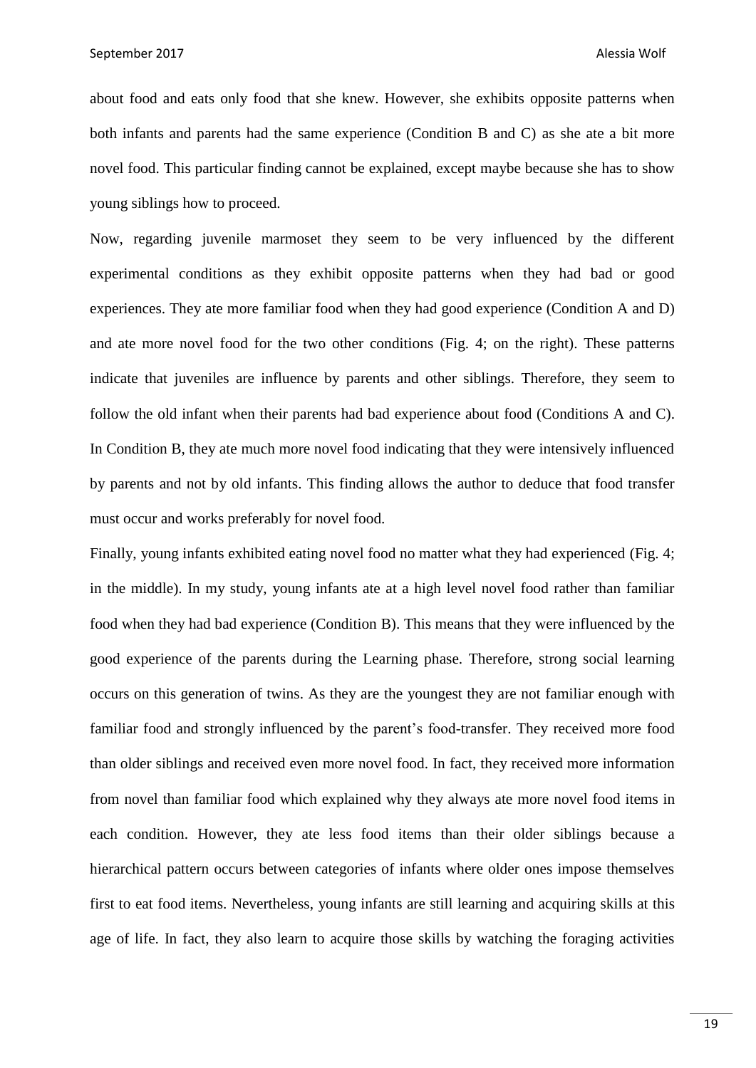about food and eats only food that she knew. However, she exhibits opposite patterns when both infants and parents had the same experience (Condition B and C) as she ate a bit more novel food. This particular finding cannot be explained, except maybe because she has to show young siblings how to proceed.

Now, regarding juvenile marmoset they seem to be very influenced by the different experimental conditions as they exhibit opposite patterns when they had bad or good experiences. They ate more familiar food when they had good experience (Condition A and D) and ate more novel food for the two other conditions (Fig. 4; on the right). These patterns indicate that juveniles are influence by parents and other siblings. Therefore, they seem to follow the old infant when their parents had bad experience about food (Conditions A and C). In Condition B, they ate much more novel food indicating that they were intensively influenced by parents and not by old infants. This finding allows the author to deduce that food transfer must occur and works preferably for novel food.

Finally, young infants exhibited eating novel food no matter what they had experienced (Fig. 4; in the middle). In my study, young infants ate at a high level novel food rather than familiar food when they had bad experience (Condition B). This means that they were influenced by the good experience of the parents during the Learning phase. Therefore, strong social learning occurs on this generation of twins. As they are the youngest they are not familiar enough with familiar food and strongly influenced by the parent's food-transfer. They received more food than older siblings and received even more novel food. In fact, they received more information from novel than familiar food which explained why they always ate more novel food items in each condition. However, they ate less food items than their older siblings because a hierarchical pattern occurs between categories of infants where older ones impose themselves first to eat food items. Nevertheless, young infants are still learning and acquiring skills at this age of life. In fact, they also learn to acquire those skills by watching the foraging activities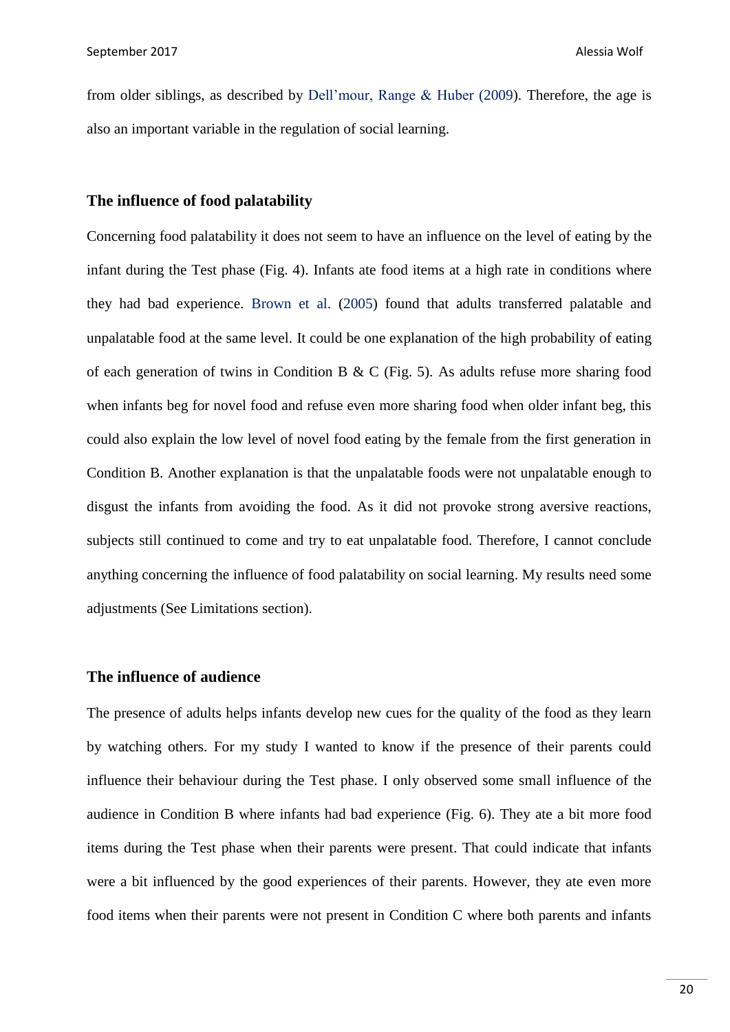from older siblings, as described by Dell'mour, Range & Huber (2009). Therefore, the age is also an important variable in the regulation of social learning.

### The influence of food palatability

Concerning food palatability it does not seem to have an influence on the level of eating by the infant during the Test phase (Fig. 4). Infants ate food items at a high rate in conditions where they had bad experience. Brown et al. (2005) found that adults transferred palatable and unpalatable food at the same level. It could be one explanation of the high probability of eating of each generation of twins in Condition B & C (Fig. 5). As adults refuse more sharing food when infants beg for novel food and refuse even more sharing food when older infant beg, this could also explain the low level of novel food eating by the female from the first generation in Condition B. Another explanation is that the unpalatable foods were not unpalatable enough to disgust the infants from avoiding the food. As it did not provoke strong aversive reactions, subjects still continued to come and try to eat unpalatable food. Therefore, I cannot conclude anything concerning the influence of food palatability on social learning. My results need some adjustments (See Limitations section).

### The influence of audience

The presence of adults helps infants develop new cues for the quality of the food as they learn by watching others. For my study I wanted to know if the presence of their parents could influence their behaviour during the Test phase. I only observed some small influence of the audience in Condition B where infants had bad experience (Fig. 6). They ate a bit more food items during the Test phase when their parents were present. That could indicate that infants were a bit influenced by the good experiences of their parents. However, they ate even more food items when their parents were not present in Condition C where both parents and infants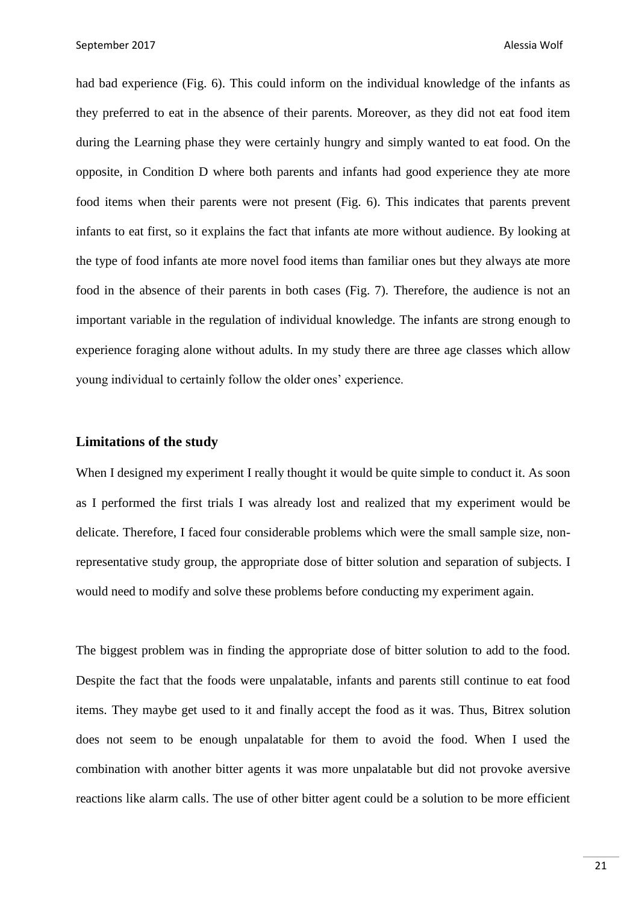had bad experience (Fig. 6). This could inform on the individual knowledge of the infants as they preferred to eat in the absence of their parents. Moreover, as they did not eat food item during the Learning phase they were certainly hungry and simply wanted to eat food. On the opposite, in Condition D where both parents and infants had good experience they ate more food items when their parents were not present (Fig. 6). This indicates that parents prevent infants to eat first, so it explains the fact that infants ate more without audience. By looking at the type of food infants ate more novel food items than familiar ones but they always ate more food in the absence of their parents in both cases (Fig. 7). Therefore, the audience is not an important variable in the regulation of individual knowledge. The infants are strong enough to experience foraging alone without adults. In my study there are three age classes which allow young individual to certainly follow the older ones' experience.

## Limitations of the study

When I designed my experiment I really thought it would be quite simple to conduct it. As soon as I performed the first trials I was already lost and realized that my experiment would be delicate. Therefore, I faced four considerable problems which were the small sample size, non-representative study group, the appropriate dose of bitter solution and separation of subjects. I would need to modify and solve these problems before conducting my experiment again.

The biggest problem was in finding the appropriate dose of bitter solution to add to the food. Despite the fact that the foods were unpalatable, infants and parents still continue to eat food items. They maybe get used to it and finally accept the food as it was. Thus, Bitrex solution does not seem to be enough unpalatable for them to avoid the food. When I used the combination with another bitter agents it was more unpalatable but did not provoke aversive reactions like alarm calls. The use of other bitter agent could be a solution to be more efficient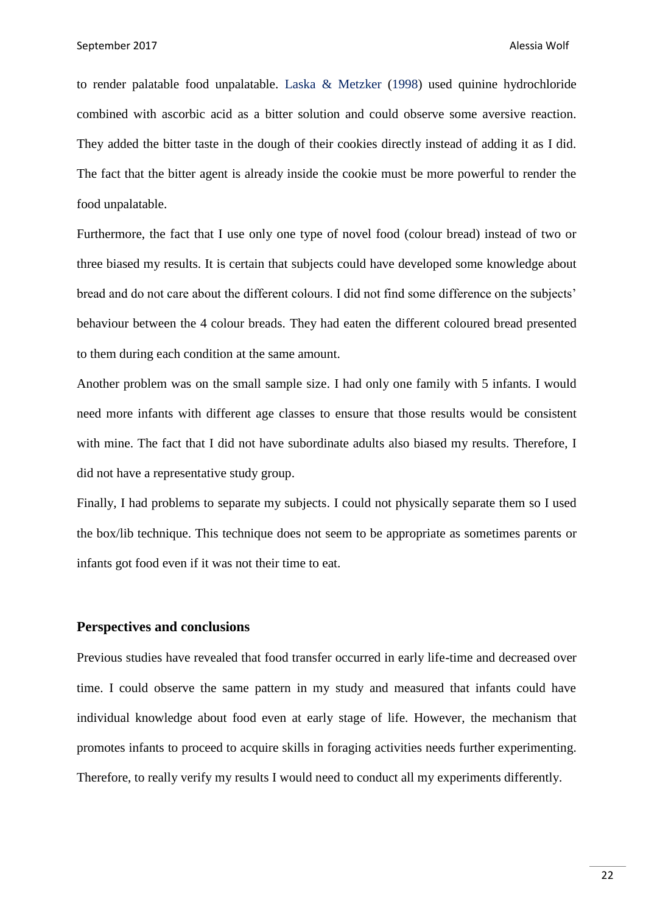to render palatable food unpalatable. Laska & Metzker (1998) used quinine hydrochloride combined with ascorbic acid as a bitter solution and could observe some aversive reaction. They added the bitter taste in the dough of their cookies directly instead of adding it as I did. The fact that the bitter agent is already inside the cookie must be more powerful to render the food unpalatable.

Furthermore, the fact that I use only one type of novel food (colour bread) instead of two or three biased my results. It is certain that subjects could have developed some knowledge about bread and do not care about the different colours. I did not find some difference on the subjects' behaviour between the 4 colour breads. They had eaten the different coloured bread presented to them during each condition at the same amount.

Another problem was on the small sample size. I had only one family with 5 infants. I would need more infants with different age classes to ensure that those results would be consistent with mine. The fact that I did not have subordinate adults also biased my results. Therefore, I did not have a representative study group.

Finally, I had problems to separate my subjects. I could not physically separate them so I used the box/lib technique. This technique does not seem to be appropriate as sometimes parents or infants got food even if it was not their time to eat.

## Perspectives and conclusions

Previous studies have revealed that food transfer occurred in early life-time and decreased over time. I could observe the same pattern in my study and measured that infants could have individual knowledge about food even at early stage of life. However, the mechanism that promotes infants to proceed to acquire skills in foraging activities needs further experimenting. Therefore, to really verify my results I would need to conduct all my experiments differently.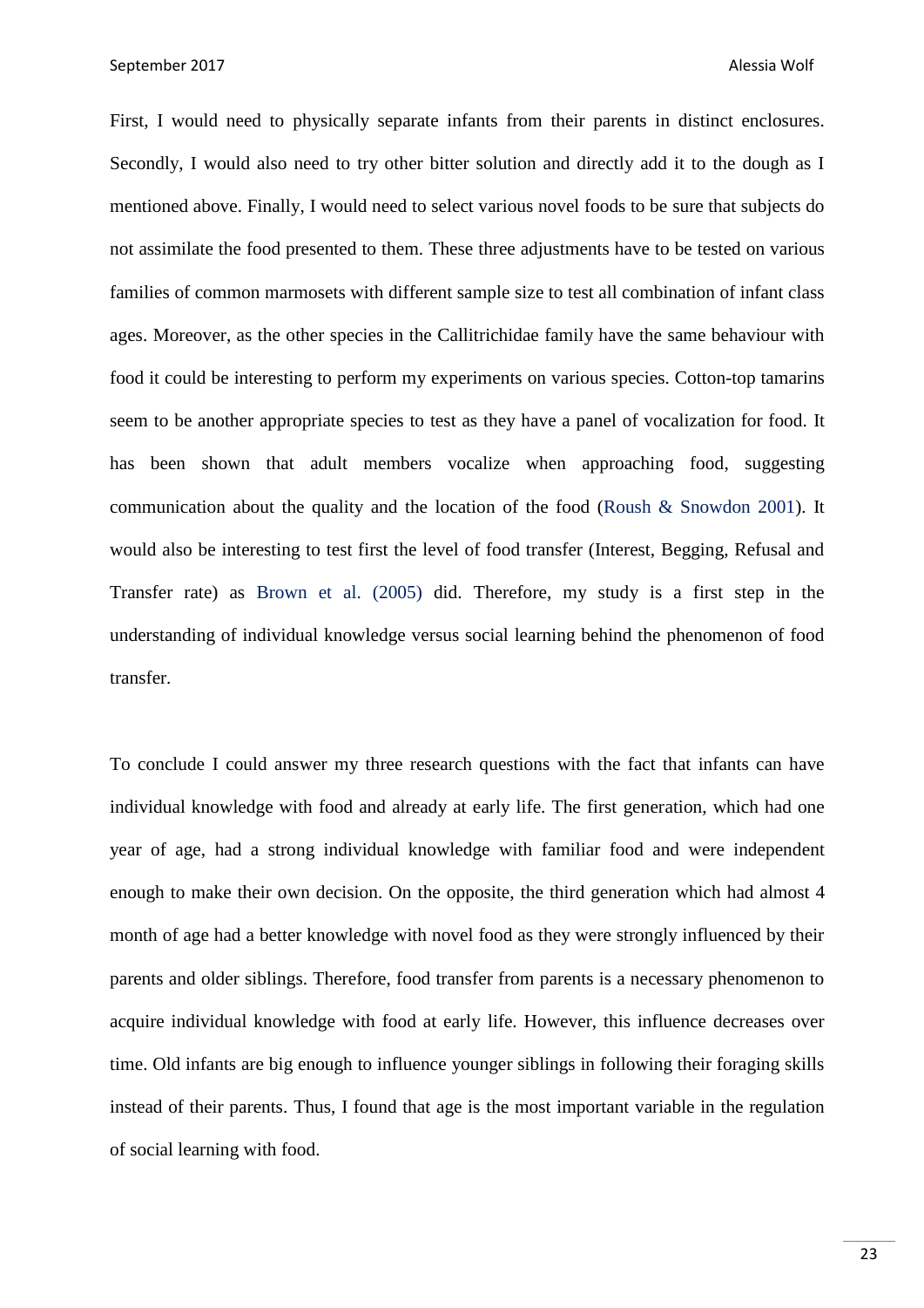First, I would need to physically separate infants from their parents in distinct enclosures. Secondly, I would also need to try other bitter solution and directly add it to the dough as I mentioned above. Finally, I would need to select various novel foods to be sure that subjects do not assimilate the food presented to them. These three adjustments have to be tested on various families of common marmosets with different sample size to test all combination of infant class ages. Moreover, as the other species in the Callitrichidae family have the same behaviour with food it could be interesting to perform my experiments on various species. Cotton-top tamarins seem to be another appropriate species to test as they have a panel of vocalization for food. It has been shown that adult members vocalize when approaching food, suggesting communication about the quality and the location of the food (Roush & Snowdon 2001). It would also be interesting to test first the level of food transfer (Interest, Begging, Refusal and Transfer rate) as Brown et al. (2005) did. Therefore, my study is a first step in the understanding of individual knowledge versus social learning behind the phenomenon of food transfer.

To conclude I could answer my three research questions with the fact that infants can have individual knowledge with food and already at early life. The first generation, which had one year of age, had a strong individual knowledge with familiar food and were independent enough to make their own decision. On the opposite, the third generation which had almost 4 month of age had a better knowledge with novel food as they were strongly influenced by their parents and older siblings. Therefore, food transfer from parents is a necessary phenomenon to acquire individual knowledge with food at early life. However, this influence decreases over time. Old infants are big enough to influence younger siblings in following their foraging skills instead of their parents. Thus, I found that age is the most important variable in the regulation of social learning with food.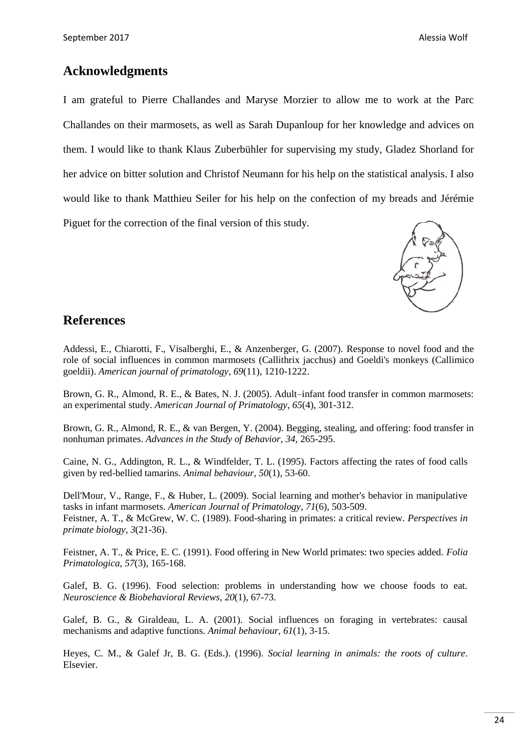## Acknowledgments

I am grateful to Pierre Challandes and Maryse Morzier to allow me to work at the Parc Challandes on their marmosets, as well as Sarah Dupanloup for her knowledge and advices on them. I would like to thank Klaus Zuberbühler for supervising my study, Gladez Shorland for her advice on bitter solution and Christof Neumann for his help on the statistical analysis. I also would like to thank Matthieu Seiler for his help on the confection of my breads and Jérémie Piguet for the correction of the final version of this study.

## References

Addessi, E., Chiarotti, F., Visalberghi, E., & Anzenberger, G. (2007). Response to novel food and the role of social influences in common marmosets (Callithrix jacchus) and Goeldi's monkeys (Callimico goeldii). *American journal of primatology*, *69*(11), 1210-1222.

Brown, G. R., Almond, R. E., & Bates, N. J. (2005). Adult–infant food transfer in common marmosets: an experimental study. *American Journal of Primatology*, *65*(4), 301-312.

Brown, G. R., Almond, R. E., & van Bergen, Y. (2004). Begging, stealing, and offering: food transfer in nonhuman primates. *Advances in the Study of Behavior*, *34*, 265-295.

Caine, N. G., Addington, R. L., & Windfelder, T. L. (1995). Factors affecting the rates of food calls given by red-bellied tamarins. *Animal behaviour*, *50*(1), 53-60.

Dell'Mour, V., Range, F., & Huber, L. (2009). Social learning and mother's behavior in manipulative tasks in infant marmosets. *American Journal of Primatology*, *71*(6), 503-509.

Feistner, A. T., & McGrew, W. C. (1989). Food-sharing in primates: a critical review. *Perspectives in primate biology*, *3*(21-36).

Feistner, A. T., & Price, E. C. (1991). Food offering in New World primates: two species added. *Folia Primatologica*, *57*(3), 165-168.

Galef, B. G. (1996). Food selection: problems in understanding how we choose foods to eat. *Neuroscience & Biobehavioral Reviews*, *20*(1), 67-73.

Galef, B. G., & Giraldeau, L. A. (2001). Social influences on foraging in vertebrates: causal mechanisms and adaptive functions. *Animal behaviour*, *61*(1), 3-15.

Heyes, C. M., & Galef Jr, B. G. (Eds.). (1996). *Social learning in animals: the roots of culture*. Elsevier.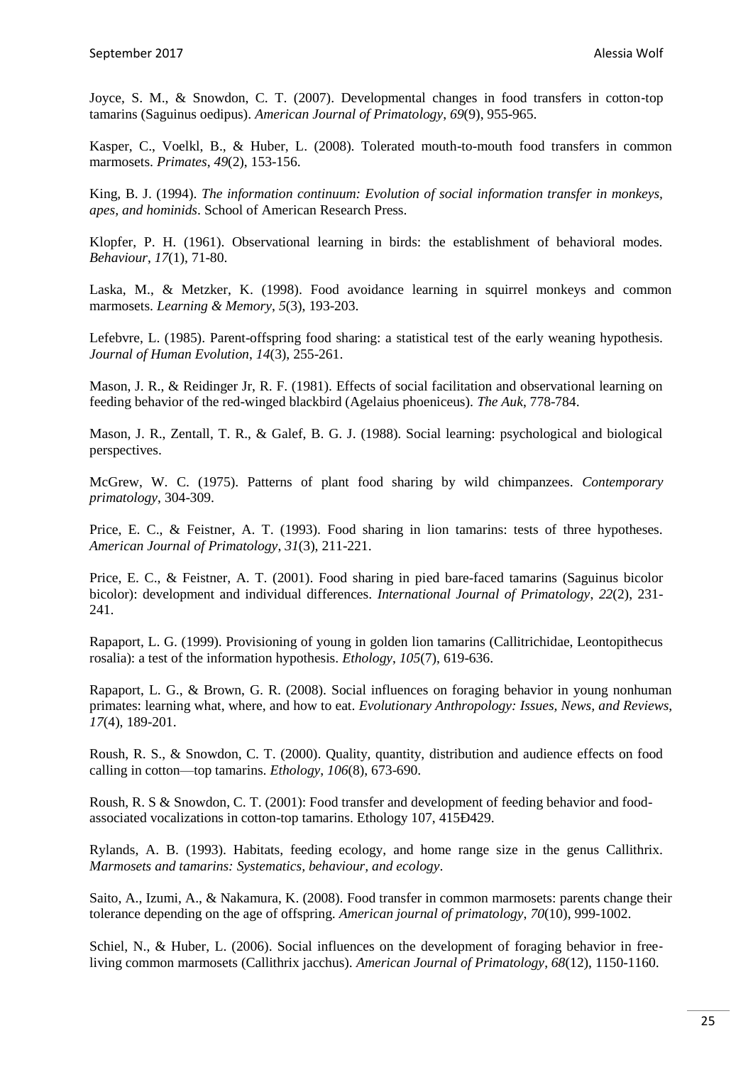Joyce, S. M., & Snowdon, C. T. (2007). Developmental changes in food transfers in cotton-top tamarins (Saguinus oedipus). *American Journal of Primatology*, *69*(9), 955-965.

Kasper, C., Voelkl, B., & Huber, L. (2008). Tolerated mouth-to-mouth food transfers in common marmosets. *Primates*, *49*(2), 153-156.

King, B. J. (1994). *The information continuum: Evolution of social information transfer in monkeys, apes, and hominids*. School of American Research Press.

Klopfer, P. H. (1961). Observational learning in birds: the establishment of behavioral modes. *Behaviour*, *17*(1), 71-80.

Laska, M., & Metzker, K. (1998). Food avoidance learning in squirrel monkeys and common marmosets. *Learning & Memory*, *5*(3), 193-203.

Lefebvre, L. (1985). Parent-offspring food sharing: a statistical test of the early weaning hypothesis. *Journal of Human Evolution*, *14*(3), 255-261.

Mason, J. R., & Reidinger Jr, R. F. (1981). Effects of social facilitation and observational learning on feeding behavior of the red-winged blackbird (Agelaius phoeniceus). *The Auk*, 778-784.

Mason, J. R., Zentall, T. R., & Galef, B. G. J. (1988). Social learning: psychological and biological perspectives.

McGrew, W. C. (1975). Patterns of plant food sharing by wild chimpanzees. *Contemporary primatology*, 304-309.

Price, E. C., & Feistner, A. T. (1993). Food sharing in lion tamarins: tests of three hypotheses. *American Journal of Primatology*, *31*(3), 211-221.

Price, E. C., & Feistner, A. T. (2001). Food sharing in pied bare-faced tamarins (Saguinus bicolor bicolor): development and individual differences. *International Journal of Primatology*, *22*(2), 231-241.

Rapaport, L. G. (1999). Provisioning of young in golden lion tamarins (Callitrichidae, Leontopithecus rosalia): a test of the information hypothesis. *Ethology*, *105*(7), 619-636.

Rapaport, L. G., & Brown, G. R. (2008). Social influences on foraging behavior in young nonhuman primates: learning what, where, and how to eat. *Evolutionary Anthropology: Issues, News, and Reviews*, *17*(4), 189-201.

Roush, R. S., & Snowdon, C. T. (2000). Quality, quantity, distribution and audience effects on food calling in cotton—top tamarins. *Ethology*, *106*(8), 673-690.

Roush, R. S & Snowdon, C. T. (2001): Food transfer and development of feeding behavior and food-associated vocalizations in cotton-top tamarins. Ethology 107, 415Ð429.

Rylands, A. B. (1993). Habitats, feeding ecology, and home range size in the genus Callithrix. *Marmosets and tamarins: Systematics, behaviour, and ecology*.

Saito, A., Izumi, A., & Nakamura, K. (2008). Food transfer in common marmosets: parents change their tolerance depending on the age of offspring. *American journal of primatology*, *70*(10), 999-1002.

Schiel, N., & Huber, L. (2006). Social influences on the development of foraging behavior in free-living common marmosets (Callithrix jacchus). *American Journal of Primatology*, *68*(12), 1150-1160.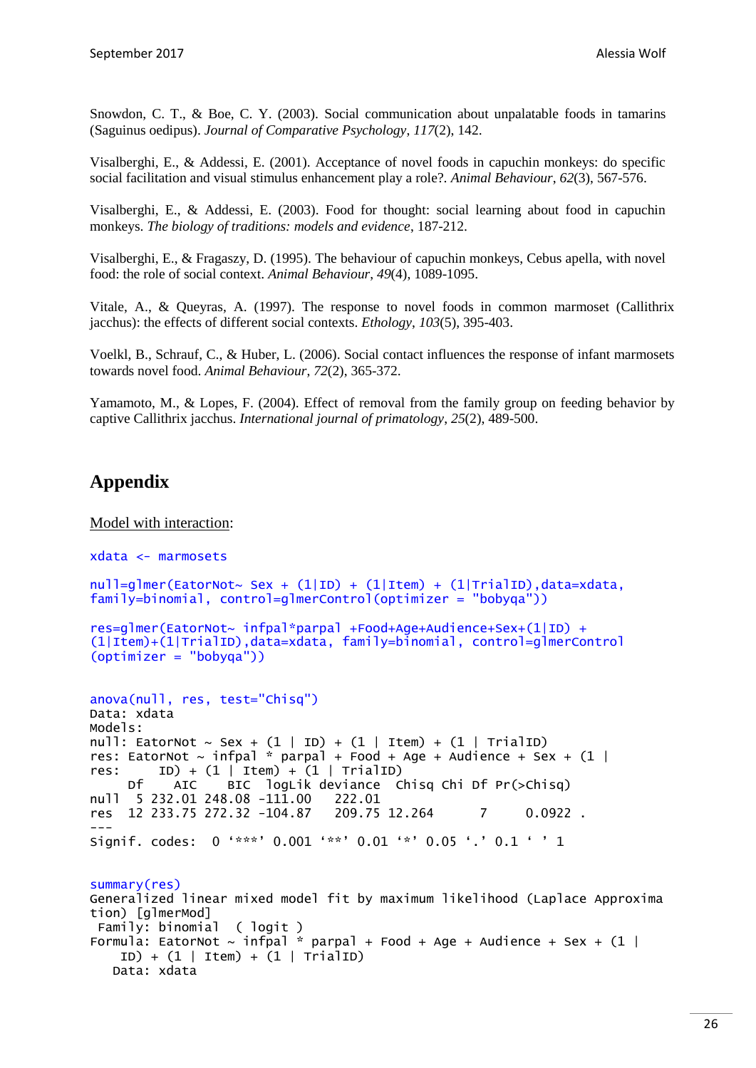Snowdon, C. T., & Boe, C. Y. (2003). Social communication about unpalatable foods in tamarins (Saguinus oedipus). *Journal of Comparative Psychology*, *117*(2), 142.

Visalberghi, E., & Addessi, E. (2001). Acceptance of novel foods in capuchin monkeys: do specific social facilitation and visual stimulus enhancement play a role?. *Animal Behaviour*, *62*(3), 567-576.

Visalberghi, E., & Addessi, E. (2003). Food for thought: social learning about food in capuchin monkeys. *The biology of traditions: models and evidence*, 187-212.

Visalberghi, E., & Fragaszy, D. (1995). The behaviour of capuchin monkeys, Cebus apella, with novel food: the role of social context. *Animal Behaviour*, *49*(4), 1089-1095.

Vitale, A., & Queyras, A. (1997). The response to novel foods in common marmoset (Callithrix jacchus): the effects of different social contexts. *Ethology*, *103*(5), 395-403.

Voelkl, B., Schrauf, C., & Huber, L. (2006). Social contact influences the response of infant marmosets towards novel food. *Animal Behaviour*, *72*(2), 365-372.

Yamamoto, M., & Lopes, F. (2004). Effect of removal from the family group on feeding behavior by captive Callithrix jacchus. *International journal of primatology*, *25*(2), 489-500.

# Appendix

<u>Model with interaction</u>:

```
xdata <- marmosets

null=glmer(EatorNot~ Sex + (1|ID) + (1|Item) + (1|TrialID),data=xdata,
family=binomial, control=glmerControl(optimizer = "bobyqa"))

res=glmer(EatorNot~ infpal*parpal +Food+Age+Audience+Sex+(1|ID) +
(1|Item)+(1|TrialID),data=xdata, family=binomial, control=glmerControl
(optimizer = "bobyqa"))


anova(null, res, test="Chisq")
Data: xdata
Models:
null: EatorNot ~ Sex + (1 | ID) + (1 | Item) + (1 | TrialID)
res: EatorNot ~ infpal * parpal + Food + Age + Audience + Sex + (1 |
res:     ID) + (1 | Item) + (1 | TrialID)
     Df    AIC    BIC  logLik deviance  Chisq Chi Df Pr(>Chisq)
null  5 232.01 248.08 -111.00   222.01
res  12 233.75 272.32 -104.87   209.75 12.264      7     0.0922 .
---
Signif. codes:  0 '***' 0.001 '**' 0.01 '*' 0.05 '.' 0.1 ' ' 1


summary(res)
Generalized linear mixed model fit by maximum likelihood (Laplace Approxima
tion) [glmerMod]
 Family: binomial  ( logit )
Formula: EatorNot ~ infpal * parpal + Food + Age + Audience + Sex + (1 |
    ID) + (1 | Item) + (1 | TrialID)
   Data: xdata
```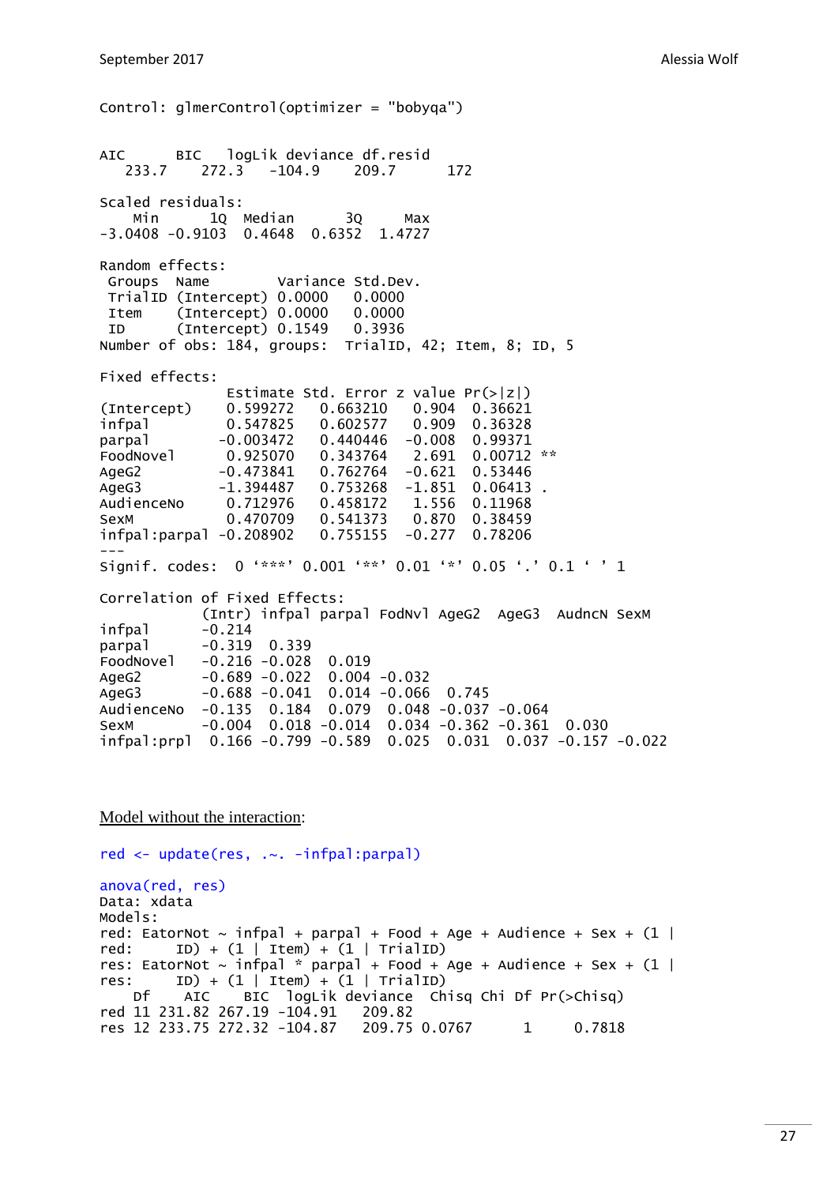```
Control: glmerControl(optimizer = "bobyqa")

AIC      BIC   logLik deviance df.resid
   233.7    272.3   -104.9    209.7      172

Scaled residuals:
    Min      1Q  Median      3Q     Max
-3.0408 -0.9103  0.4648  0.6352  1.4727

Random effects:
 Groups  Name        Variance Std.Dev.
 TrialID (Intercept) 0.0000   0.0000
 Item    (Intercept) 0.0000   0.0000
 ID      (Intercept) 0.1549   0.3936
Number of obs: 184, groups:  TrialID, 42; Item, 8; ID, 5

Fixed effects:
               Estimate Std. Error z value Pr(>|z|)
(Intercept)    0.599272   0.663210   0.904  0.36621
infpal         0.547825   0.602577   0.909  0.36328
parpal        -0.003472   0.440446  -0.008  0.99371
FoodNovel      0.925070   0.343764   2.691  0.00712 **
AgeG2         -0.473841   0.762764  -0.621  0.53446
AgeG3         -1.394487   0.753268  -1.851  0.06413 .
AudienceNo     0.712976   0.458172   1.556  0.11968
SexM           0.470709   0.541373   0.870  0.38459
infpal:parpal -0.208902   0.755155  -0.277  0.78206
---
Signif. codes:  0 ‘***’ 0.001 ‘**’ 0.01 ‘*’ 0.05 ‘.’ 0.1 ‘ ’ 1

Correlation of Fixed Effects:
            (Intr) infpal parpal FodNvl AgeG2  AgeG3  AudncN SexM
infpal      -0.214
parpal      -0.319  0.339
FoodNovel   -0.216 -0.028  0.019
AgeG2       -0.689 -0.022  0.004 -0.032
AgeG3       -0.688 -0.041  0.014 -0.066  0.745
AudienceNo  -0.135  0.184  0.079  0.048 -0.037 -0.064
SexM        -0.004  0.018 -0.014  0.034 -0.362 -0.361  0.030
infpal:prpl  0.166 -0.799 -0.589  0.025  0.031  0.037 -0.157 -0.022
```

<u>Model without the interaction</u>:

```
red <- update(res, .~. -infpal:parpal)

anova(red, res)
Data: xdata
Models:
red: EatorNot ~ infpal + parpal + Food + Age + Audience + Sex + (1 |
red:     ID) + (1 | Item) + (1 | TrialID)
res: EatorNot ~ infpal * parpal + Food + Age + Audience + Sex + (1 |
res:     ID) + (1 | Item) + (1 | TrialID)
    Df    AIC    BIC  logLik deviance  Chisq Chi Df Pr(>Chisq)
red 11 231.82 267.19 -104.91   209.82
res 12 233.75 272.32 -104.87   209.75 0.0767      1     0.7818
```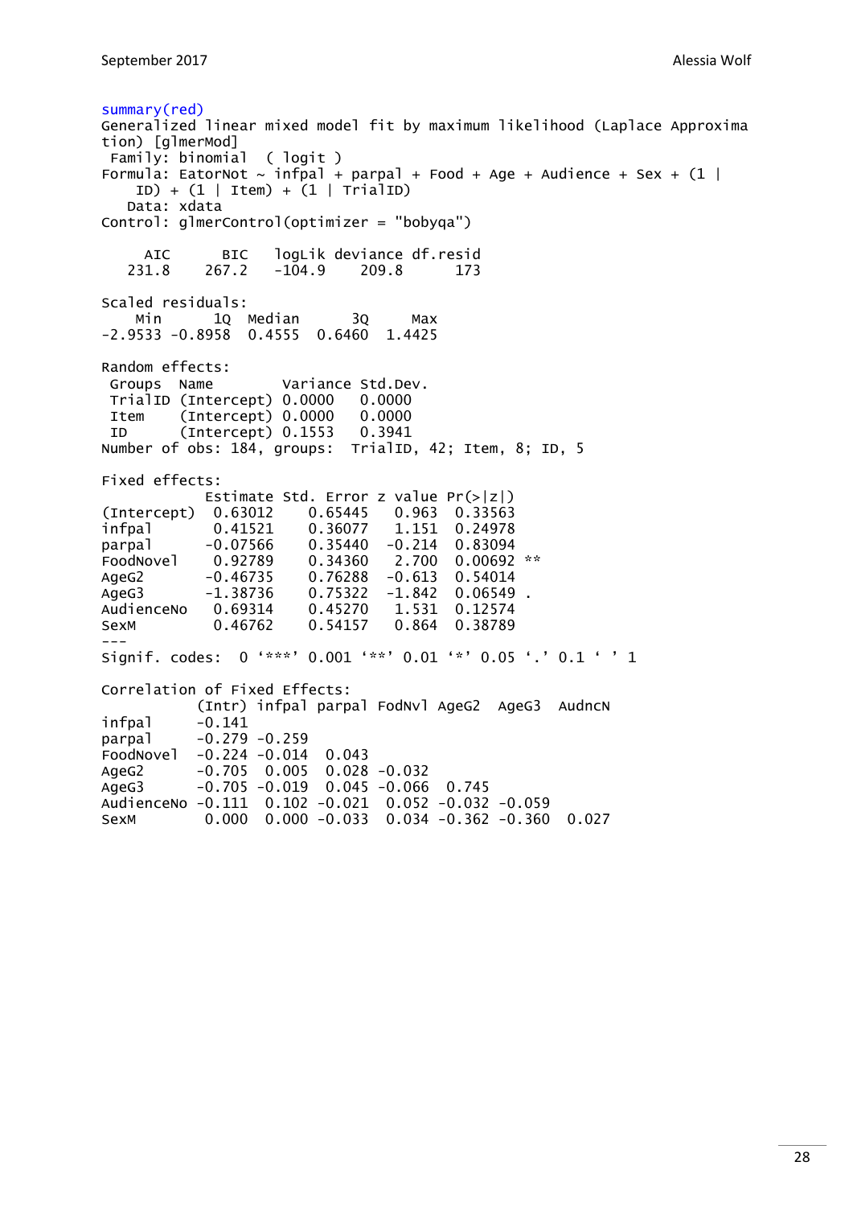```
summary(red)
Generalized linear mixed model fit by maximum likelihood (Laplace Approxima
tion) [glmerMod]
 Family: binomial  ( logit )
Formula: EatorNot ~ infpal + parpal + Food + Age + Audience + Sex + (1 |
    ID) + (1 | Item) + (1 | TrialID)
   Data: xdata
Control: glmerControl(optimizer = "bobyqa")

     AIC      BIC   logLik deviance df.resid
   231.8    267.2   -104.9    209.8      173

Scaled residuals:
    Min      1Q  Median      3Q     Max
-2.9533 -0.8958  0.4555  0.6460  1.4425

Random effects:
 Groups  Name        Variance Std.Dev.
 TrialID (Intercept) 0.0000   0.0000
 Item    (Intercept) 0.0000   0.0000
 ID      (Intercept) 0.1553   0.3941
Number of obs: 184, groups:  TrialID, 42; Item, 8; ID, 5

Fixed effects:
            Estimate Std. Error z value Pr(>|z|)
(Intercept)  0.63012    0.65445   0.963  0.33563
infpal       0.41521    0.36077   1.151  0.24978
parpal      -0.07566    0.35440  -0.214  0.83094
FoodNovel    0.92789    0.34360   2.700  0.00692 **
AgeG2       -0.46735    0.76288  -0.613  0.54014
AgeG3       -1.38736    0.75322  -1.842  0.06549 .
AudienceNo   0.69314    0.45270   1.531  0.12574
SexM         0.46762    0.54157   0.864  0.38789
---
Signif. codes:  0 '***' 0.001 '**' 0.01 '*' 0.05 '.' 0.1 ' ' 1

Correlation of Fixed Effects:
           (Intr) infpal parpal FodNvl AgeG2  AgeG3  AudncN
infpal     -0.141
parpal     -0.279 -0.259
FoodNovel  -0.224 -0.014  0.043
AgeG2      -0.705  0.005  0.028 -0.032
AgeG3      -0.705 -0.019  0.045 -0.066  0.745
AudienceNo -0.111  0.102 -0.021  0.052 -0.032 -0.059
SexM        0.000  0.000 -0.033  0.034 -0.362 -0.360  0.027
```